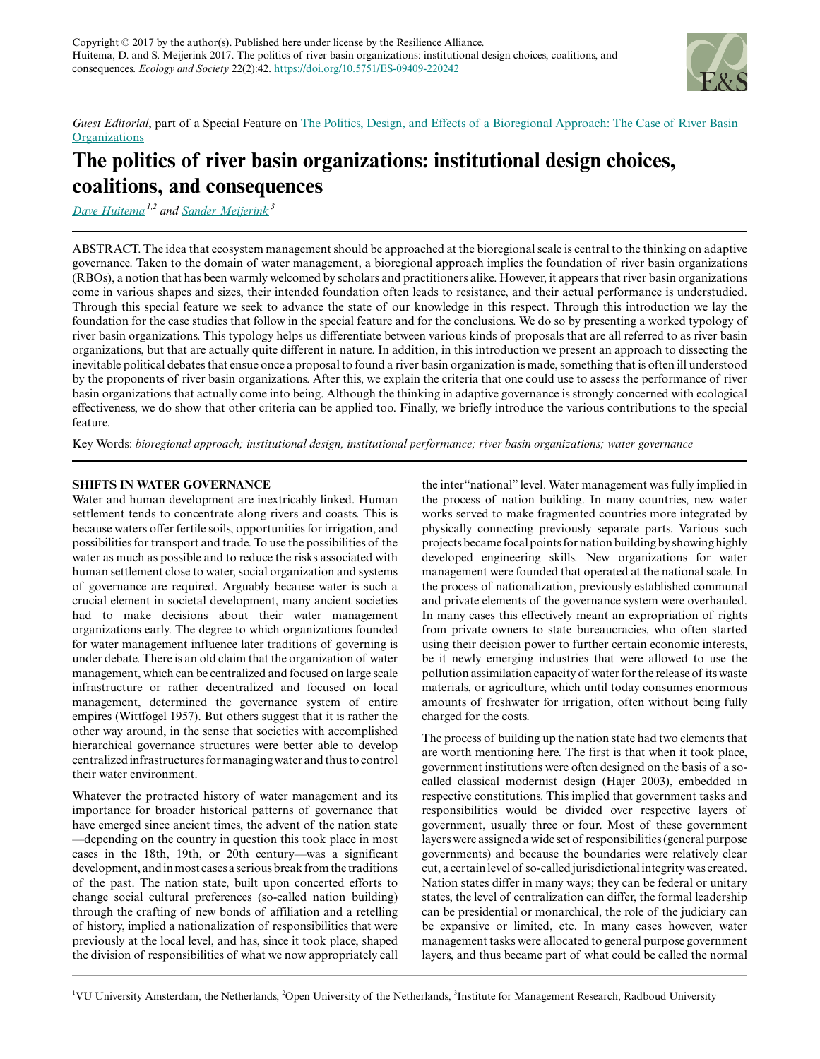Copyright © 2017 by the author(s). Published here under license by the Resilience Alliance.
Huitema, D. and S. Meijerink 2017. The politics of river basin organizations: institutional design choices, coalitions, and consequences. *Ecology and Society* 22(2):42. https://doi.org/10.5751/ES-09409-220242

*Guest Editorial*, part of a Special Feature on The Politics, Design, and Effects of a Bioregional Approach: The Case of River Basin Organizations

# The politics of river basin organizations: institutional design choices, coalitions, and consequences

*Dave Huitema* [1,2] *and Sander Meijerink* [3]

ABSTRACT. The idea that ecosystem management should be approached at the bioregional scale is central to the thinking on adaptive governance. Taken to the domain of water management, a bioregional approach implies the foundation of river basin organizations (RBOs), a notion that has been warmly welcomed by scholars and practitioners alike. However, it appears that river basin organizations come in various shapes and sizes, their intended foundation often leads to resistance, and their actual performance is understudied. Through this special feature we seek to advance the state of our knowledge in this respect. Through this introduction we lay the foundation for the case studies that follow in the special feature and for the conclusions. We do so by presenting a worked typology of river basin organizations. This typology helps us differentiate between various kinds of proposals that are all referred to as river basin organizations, but that are actually quite different in nature. In addition, in this introduction we present an approach to dissecting the inevitable political debates that ensue once a proposal to found a river basin organization is made, something that is often ill understood by the proponents of river basin organizations. After this, we explain the criteria that one could use to assess the performance of river basin organizations that actually come into being. Although the thinking in adaptive governance is strongly concerned with ecological effectiveness, we do show that other criteria can be applied too. Finally, we briefly introduce the various contributions to the special feature.

Key Words: *bioregional approach; institutional design, institutional performance; river basin organizations; water governance*

## SHIFTS IN WATER GOVERNANCE

Water and human development are inextricably linked. Human settlement tends to concentrate along rivers and coasts. This is because waters offer fertile soils, opportunities for irrigation, and possibilities for transport and trade. To use the possibilities of the water as much as possible and to reduce the risks associated with human settlement close to water, social organization and systems of governance are required. Arguably because water is such a crucial element in societal development, many ancient societies had to make decisions about their water management organizations early. The degree to which organizations founded for water management influence later traditions of governing is under debate. There is an old claim that the organization of water management, which can be centralized and focused on large scale infrastructure or rather decentralized and focused on local management, determined the governance system of entire empires (Wittfogel 1957). But others suggest that it is rather the other way around, in the sense that societies with accomplished hierarchical governance structures were better able to develop centralized infrastructures for managing water and thus to control their water environment.

Whatever the protracted history of water management and its importance for broader historical patterns of governance that have emerged since ancient times, the advent of the nation state —depending on the country in question this took place in most cases in the 18th, 19th, or 20th century—was a significant development, and in most cases a serious break from the traditions of the past. The nation state, built upon concerted efforts to change social cultural preferences (so-called nation building) through the crafting of new bonds of affiliation and a retelling of history, implied a nationalization of responsibilities that were previously at the local level, and has, since it took place, shaped the division of responsibilities of what we now appropriately call the inter"national" level. Water management was fully implied in the process of nation building. In many countries, new water works served to make fragmented countries more integrated by physically connecting previously separate parts. Various such projects became focal points for nation building by showing highly developed engineering skills. New organizations for water management were founded that operated at the national scale. In the process of nationalization, previously established communal and private elements of the governance system were overhauled. In many cases this effectively meant an expropriation of rights from private owners to state bureaucracies, who often started using their decision power to further certain economic interests, be it newly emerging industries that were allowed to use the pollution assimilation capacity of water for the release of its waste materials, or agriculture, which until today consumes enormous amounts of freshwater for irrigation, often without being fully charged for the costs.

The process of building up the nation state had two elements that are worth mentioning here. The first is that when it took place, government institutions were often designed on the basis of a so-called classical modernist design (Hajer 2003), embedded in respective constitutions. This implied that government tasks and responsibilities would be divided over respective layers of government, usually three or four. Most of these government layers were assigned a wide set of responsibilities (general purpose governments) and because the boundaries were relatively clear cut, a certain level of so-called jurisdictional integrity was created. Nation states differ in many ways; they can be federal or unitary states, the level of centralization can differ, the formal leadership can be presidential or monarchical, the role of the judiciary can be expansive or limited, etc. In many cases however, water management tasks were allocated to general purpose government layers, and thus became part of what could be called the normal

[1] VU University Amsterdam, the Netherlands, [2] Open University of the Netherlands, [3] Institute for Management Research, Radboud University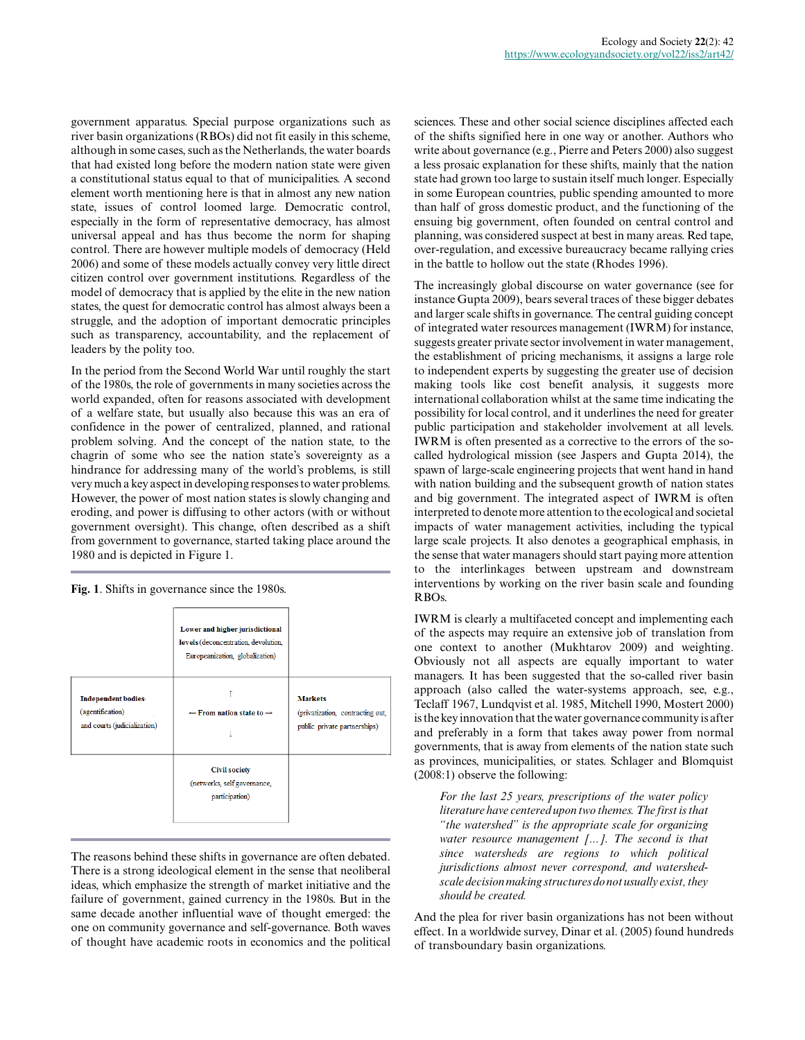government apparatus. Special purpose organizations such as river basin organizations (RBOs) did not fit easily in this scheme, although in some cases, such as the Netherlands, the water boards that had existed long before the modern nation state were given a constitutional status equal to that of municipalities. A second element worth mentioning here is that in almost any new nation state, issues of control loomed large. Democratic control, especially in the form of representative democracy, has almost universal appeal and has thus become the norm for shaping control. There are however multiple models of democracy (Held 2006) and some of these models actually convey very little direct citizen control over government institutions. Regardless of the model of democracy that is applied by the elite in the new nation states, the quest for democratic control has almost always been a struggle, and the adoption of important democratic principles such as transparency, accountability, and the replacement of leaders by the polity too.

In the period from the Second World War until roughly the start of the 1980s, the role of governments in many societies across the world expanded, often for reasons associated with development of a welfare state, but usually also because this was an era of confidence in the power of centralized, planned, and rational problem solving. And the concept of the nation state, to the chagrin of some who see the nation state's sovereignty as a hindrance for addressing many of the world's problems, is still very much a key aspect in developing responses to water problems. However, the power of most nation states is slowly changing and eroding, and power is diffusing to other actors (with or without government oversight). This change, often described as a shift from government to governance, started taking place around the 1980 and is depicted in Figure 1.

**Fig. 1**. Shifts in governance since the 1980s.

| | | |
|---|---|---|
| | **Lower and higher jurisdictional levels** (deconcentration, devolution, Europeanization, globalization) | |
| **Independent bodies** (agentification) and courts (judicialization) | ↑ ← From nation state to → ↓ | **Markets** (privatization, contracting out, public private partnerships) |
| | Civil society (networks, self governance, participation) | |

The reasons behind these shifts in governance are often debated. There is a strong ideological element in the sense that neoliberal ideas, which emphasize the strength of market initiative and the failure of government, gained currency in the 1980s. But in the same decade another influential wave of thought emerged: the one on community governance and self-governance. Both waves of thought have academic roots in economics and the political sciences. These and other social science disciplines affected each of the shifts signified here in one way or another. Authors who write about governance (e.g., Pierre and Peters 2000) also suggest a less prosaic explanation for these shifts, mainly that the nation state had grown too large to sustain itself much longer. Especially in some European countries, public spending amounted to more than half of gross domestic product, and the functioning of the ensuing big government, often founded on central control and planning, was considered suspect at best in many areas. Red tape, over-regulation, and excessive bureaucracy became rallying cries in the battle to hollow out the state (Rhodes 1996).

The increasingly global discourse on water governance (see for instance Gupta 2009), bears several traces of these bigger debates and larger scale shifts in governance. The central guiding concept of integrated water resources management (IWRM) for instance, suggests greater private sector involvement in water management, the establishment of pricing mechanisms, it assigns a large role to independent experts by suggesting the greater use of decision making tools like cost benefit analysis, it suggests more international collaboration whilst at the same time indicating the possibility for local control, and it underlines the need for greater public participation and stakeholder involvement at all levels. IWRM is often presented as a corrective to the errors of the so-called hydrological mission (see Jaspers and Gupta 2014), the spawn of large-scale engineering projects that went hand in hand with nation building and the subsequent growth of nation states and big government. The integrated aspect of IWRM is often interpreted to denote more attention to the ecological and societal impacts of water management activities, including the typical large scale projects. It also denotes a geographical emphasis, in the sense that water managers should start paying more attention to the interlinkages between upstream and downstream interventions by working on the river basin scale and founding RBOs.

IWRM is clearly a multifaceted concept and implementing each of the aspects may require an extensive job of translation from one context to another (Mukhtarov 2009) and weighting. Obviously not all aspects are equally important to water managers. It has been suggested that the so-called river basin approach (also called the water-systems approach, see, e.g., Teclaff 1967, Lundqvist et al. 1985, Mitchell 1990, Mostert 2000) is the key innovation that the water governance community is after and preferably in a form that takes away power from normal governments, that is away from elements of the nation state such as provinces, municipalities, or states. Schlager and Blomquist (2008:1) observe the following:

> *For the last 25 years, prescriptions of the water policy literature have centered upon two themes. The first is that "the watershed" is the appropriate scale for organizing water resource management [...]. The second is that since watersheds are regions to which political jurisdictions almost never correspond, and watershed-scale decision making structures do not usually exist, they should be created.*

And the plea for river basin organizations has not been without effect. In a worldwide survey, Dinar et al. (2005) found hundreds of transboundary basin organizations.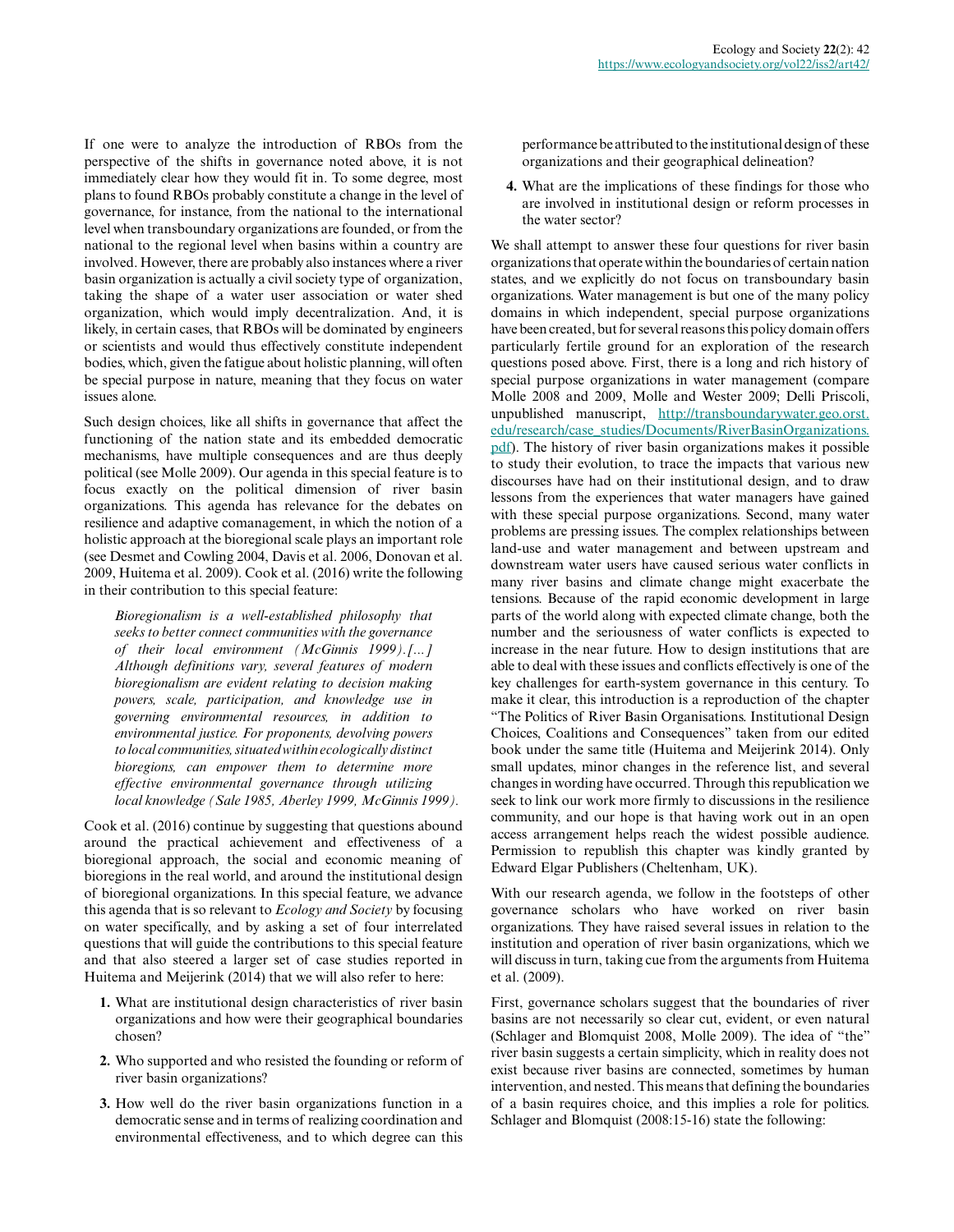If one were to analyze the introduction of RBOs from the perspective of the shifts in governance noted above, it is not immediately clear how they would fit in. To some degree, most plans to found RBOs probably constitute a change in the level of governance, for instance, from the national to the international level when transboundary organizations are founded, or from the national to the regional level when basins within a country are involved. However, there are probably also instances where a river basin organization is actually a civil society type of organization, taking the shape of a water user association or water shed organization, which would imply decentralization. And, it is likely, in certain cases, that RBOs will be dominated by engineers or scientists and would thus effectively constitute independent bodies, which, given the fatigue about holistic planning, will often be special purpose in nature, meaning that they focus on water issues alone.

Such design choices, like all shifts in governance that affect the functioning of the nation state and its embedded democratic mechanisms, have multiple consequences and are thus deeply political (see Molle 2009). Our agenda in this special feature is to focus exactly on the political dimension of river basin organizations. This agenda has relevance for the debates on resilience and adaptive comanagement, in which the notion of a holistic approach at the bioregional scale plays an important role (see Desmet and Cowling 2004, Davis et al. 2006, Donovan et al. 2009, Huitema et al. 2009). Cook et al. (2016) write the following in their contribution to this special feature:

> *Bioregionalism is a well-established philosophy that seeks to better connect communities with the governance of their local environment (McGinnis 1999).[...] Although definitions vary, several features of modern bioregionalism are evident relating to decision making powers, scale, participation, and knowledge use in governing environmental resources, in addition to environmental justice. For proponents, devolving powers to local communities, situated within ecologically distinct bioregions, can empower them to determine more effective environmental governance through utilizing local knowledge (Sale 1985, Aberley 1999, McGinnis 1999).*

Cook et al. (2016) continue by suggesting that questions abound around the practical achievement and effectiveness of a bioregional approach, the social and economic meaning of bioregions in the real world, and around the institutional design of bioregional organizations. In this special feature, we advance this agenda that is so relevant to *Ecology and Society* by focusing on water specifically, and by asking a set of four interrelated questions that will guide the contributions to this special feature and that also steered a larger set of case studies reported in Huitema and Meijerink (2014) that we will also refer to here:

1. What are institutional design characteristics of river basin organizations and how were their geographical boundaries chosen?
2. Who supported and who resisted the founding or reform of river basin organizations?
3. How well do the river basin organizations function in a democratic sense and in terms of realizing coordination and environmental effectiveness, and to which degree can this performance be attributed to the institutional design of these organizations and their geographical delineation?
4. What are the implications of these findings for those who are involved in institutional design or reform processes in the water sector?

We shall attempt to answer these four questions for river basin organizations that operate within the boundaries of certain nation states, and we explicitly do not focus on transboundary basin organizations. Water management is but one of the many policy domains in which independent, special purpose organizations have been created, but for several reasons this policy domain offers particularly fertile ground for an exploration of the research questions posed above. First, there is a long and rich history of special purpose organizations in water management (compare Molle 2008 and 2009, Molle and Wester 2009; Delli Priscoli, unpublished manuscript, http://transboundarywater.geo.orst.edu/research/case_studies/Documents/RiverBasinOrganizations.pdf). The history of river basin organizations makes it possible to study their evolution, to trace the impacts that various new discourses have had on their institutional design, and to draw lessons from the experiences that water managers have gained with these special purpose organizations. Second, many water problems are pressing issues. The complex relationships between land-use and water management and between upstream and downstream water users have caused serious water conflicts in many river basins and climate change might exacerbate the tensions. Because of the rapid economic development in large parts of the world along with expected climate change, both the number and the seriousness of water conflicts is expected to increase in the near future. How to design institutions that are able to deal with these issues and conflicts effectively is one of the key challenges for earth-system governance in this century. To make it clear, this introduction is a reproduction of the chapter "The Politics of River Basin Organisations. Institutional Design Choices, Coalitions and Consequences" taken from our edited book under the same title (Huitema and Meijerink 2014). Only small updates, minor changes in the reference list, and several changes in wording have occurred. Through this republication we seek to link our work more firmly to discussions in the resilience community, and our hope is that having work out in an open access arrangement helps reach the widest possible audience. Permission to republish this chapter was kindly granted by Edward Elgar Publishers (Cheltenham, UK).

With our research agenda, we follow in the footsteps of other governance scholars who have worked on river basin organizations. They have raised several issues in relation to the institution and operation of river basin organizations, which we will discuss in turn, taking cue from the arguments from Huitema et al. (2009).

First, governance scholars suggest that the boundaries of river basins are not necessarily so clear cut, evident, or even natural (Schlager and Blomquist 2008, Molle 2009). The idea of "the" river basin suggests a certain simplicity, which in reality does not exist because river basins are connected, sometimes by human intervention, and nested. This means that defining the boundaries of a basin requires choice, and this implies a role for politics. Schlager and Blomquist (2008:15-16) state the following: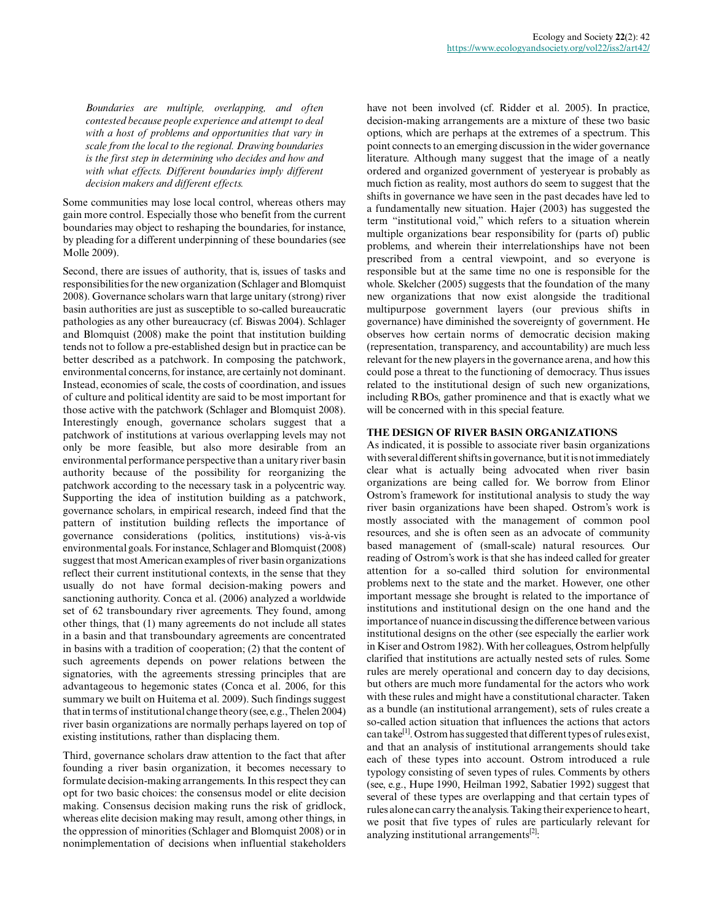*Boundaries are multiple, overlapping, and often contested because people experience and attempt to deal with a host of problems and opportunities that vary in scale from the local to the regional. Drawing boundaries is the first step in determining who decides and how and with what effects. Different boundaries imply different decision makers and different effects.*

Some communities may lose local control, whereas others may gain more control. Especially those who benefit from the current boundaries may object to reshaping the boundaries, for instance, by pleading for a different underpinning of these boundaries (see Molle 2009).

Second, there are issues of authority, that is, issues of tasks and responsibilities for the new organization (Schlager and Blomquist 2008). Governance scholars warn that large unitary (strong) river basin authorities are just as susceptible to so-called bureaucratic pathologies as any other bureaucracy (cf. Biswas 2004). Schlager and Blomquist (2008) make the point that institution building tends not to follow a pre-established design but in practice can be better described as a patchwork. In composing the patchwork, environmental concerns, for instance, are certainly not dominant. Instead, economies of scale, the costs of coordination, and issues of culture and political identity are said to be most important for those active with the patchwork (Schlager and Blomquist 2008). Interestingly enough, governance scholars suggest that a patchwork of institutions at various overlapping levels may not only be more feasible, but also more desirable from an environmental performance perspective than a unitary river basin authority because of the possibility for reorganizing the patchwork according to the necessary task in a polycentric way. Supporting the idea of institution building as a patchwork, governance scholars, in empirical research, indeed find that the pattern of institution building reflects the importance of governance considerations (politics, institutions) vis-à-vis environmental goals. For instance, Schlager and Blomquist (2008) suggest that most American examples of river basin organizations reflect their current institutional contexts, in the sense that they usually do not have formal decision-making powers and sanctioning authority. Conca et al. (2006) analyzed a worldwide set of 62 transboundary river agreements. They found, among other things, that (1) many agreements do not include all states in a basin and that transboundary agreements are concentrated in basins with a tradition of cooperation; (2) that the content of such agreements depends on power relations between the signatories, with the agreements stressing principles that are advantageous to hegemonic states (Conca et al. 2006, for this summary we built on Huitema et al. 2009). Such findings suggest that in terms of institutional change theory (see, e.g., Thelen 2004) river basin organizations are normally perhaps layered on top of existing institutions, rather than displacing them.

Third, governance scholars draw attention to the fact that after founding a river basin organization, it becomes necessary to formulate decision-making arrangements. In this respect they can opt for two basic choices: the consensus model or elite decision making. Consensus decision making runs the risk of gridlock, whereas elite decision making may result, among other things, in the oppression of minorities (Schlager and Blomquist 2008) or in nonimplementation of decisions when influential stakeholders have not been involved (cf. Ridder et al. 2005). In practice, decision-making arrangements are a mixture of these two basic options, which are perhaps at the extremes of a spectrum. This point connects to an emerging discussion in the wider governance literature. Although many suggest that the image of a neatly ordered and organized government of yesteryear is probably as much fiction as reality, most authors do seem to suggest that the shifts in governance we have seen in the past decades have led to a fundamentally new situation. Hajer (2003) has suggested the term "institutional void," which refers to a situation wherein multiple organizations bear responsibility for (parts of) public problems, and wherein their interrelationships have not been prescribed from a central viewpoint, and so everyone is responsible but at the same time no one is responsible for the whole. Skelcher (2005) suggests that the foundation of the many new organizations that now exist alongside the traditional multipurpose government layers (our previous shifts in governance) have diminished the sovereignty of government. He observes how certain norms of democratic decision making (representation, transparency, and accountability) are much less relevant for the new players in the governance arena, and how this could pose a threat to the functioning of democracy. Thus issues related to the institutional design of such new organizations, including RBOs, gather prominence and that is exactly what we will be concerned with in this special feature.

## THE DESIGN OF RIVER BASIN ORGANIZATIONS

As indicated, it is possible to associate river basin organizations with several different shifts in governance, but it is not immediately clear what is actually being advocated when river basin organizations are being called for. We borrow from Elinor Ostrom's framework for institutional analysis to study the way river basin organizations have been shaped. Ostrom's work is mostly associated with the management of common pool resources, and she is often seen as an advocate of community based management of (small-scale) natural resources. Our reading of Ostrom's work is that she has indeed called for greater attention for a so-called third solution for environmental problems next to the state and the market. However, one other important message she brought is related to the importance of institutions and institutional design on the one hand and the importance of nuance in discussing the difference between various institutional designs on the other (see especially the earlier work in Kiser and Ostrom 1982). With her colleagues, Ostrom helpfully clarified that institutions are actually nested sets of rules. Some rules are merely operational and concern day to day decisions, but others are much more fundamental for the actors who work with these rules and might have a constitutional character. Taken as a bundle (an institutional arrangement), sets of rules create a so-called action situation that influences the actions that actors can take[1]. Ostrom has suggested that different types of rules exist, and that an analysis of institutional arrangements should take each of these types into account. Ostrom introduced a rule typology consisting of seven types of rules. Comments by others (see, e.g., Hupe 1990, Heilman 1992, Sabatier 1992) suggest that several of these types are overlapping and that certain types of rules alone can carry the analysis. Taking their experience to heart, we posit that five types of rules are particularly relevant for analyzing institutional arrangements[2]: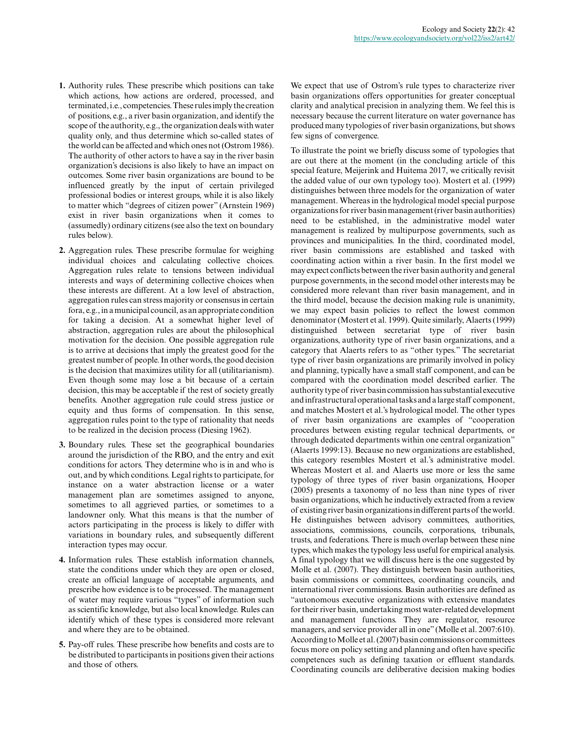1. Authority rules. These prescribe which positions can take which actions, how actions are ordered, processed, and terminated, i.e., competencies. These rules imply the creation of positions, e.g., a river basin organization, and identify the scope of the authority, e.g., the organization deals with water quality only, and thus determine which so-called states of the world can be affected and which ones not (Ostrom 1986). The authority of other actors to have a say in the river basin organization's decisions is also likely to have an impact on outcomes. Some river basin organizations are bound to be influenced greatly by the input of certain privileged professional bodies or interest groups, while it is also likely to matter which "degrees of citizen power" (Arnstein 1969) exist in river basin organizations when it comes to (assumedly) ordinary citizens (see also the text on boundary rules below).

2. Aggregation rules. These prescribe formulae for weighing individual choices and calculating collective choices. Aggregation rules relate to tensions between individual interests and ways of determining collective choices when these interests are different. At a low level of abstraction, aggregation rules can stress majority or consensus in certain fora, e.g., in a municipal council, as an appropriate condition for taking a decision. At a somewhat higher level of abstraction, aggregation rules are about the philosophical motivation for the decision. One possible aggregation rule is to arrive at decisions that imply the greatest good for the greatest number of people. In other words, the good decision is the decision that maximizes utility for all (utilitarianism). Even though some may lose a bit because of a certain decision, this may be acceptable if the rest of society greatly benefits. Another aggregation rule could stress justice or equity and thus forms of compensation. In this sense, aggregation rules point to the type of rationality that needs to be realized in the decision process (Diesing 1962).

3. Boundary rules. These set the geographical boundaries around the jurisdiction of the RBO, and the entry and exit conditions for actors. They determine who is in and who is out, and by which conditions. Legal rights to participate, for instance on a water abstraction license or a water management plan are sometimes assigned to anyone, sometimes to all aggrieved parties, or sometimes to a landowner only. What this means is that the number of actors participating in the process is likely to differ with variations in boundary rules, and subsequently different interaction types may occur.

4. Information rules. These establish information channels, state the conditions under which they are open or closed, create an official language of acceptable arguments, and prescribe how evidence is to be processed. The management of water may require various "types" of information such as scientific knowledge, but also local knowledge. Rules can identify which of these types is considered more relevant and where they are to be obtained.

5. Pay-off rules. These prescribe how benefits and costs are to be distributed to participants in positions given their actions and those of others.

We expect that use of Ostrom's rule types to characterize river basin organizations offers opportunities for greater conceptual clarity and analytical precision in analyzing them. We feel this is necessary because the current literature on water governance has produced many typologies of river basin organizations, but shows few signs of convergence.

To illustrate the point we briefly discuss some of typologies that are out there at the moment (in the concluding article of this special feature, Meijerink and Huitema 2017, we critically revisit the added value of our own typology too). Mostert et al. (1999) distinguishes between three models for the organization of water management. Whereas in the hydrological model special purpose organizations for river basin management (river basin authorities) need to be established, in the administrative model water management is realized by multipurpose governments, such as provinces and municipalities. In the third, coordinated model, river basin commissions are established and tasked with coordinating action within a river basin. In the first model we may expect conflicts between the river basin authority and general purpose governments, in the second model other interests may be considered more relevant than river basin management, and in the third model, because the decision making rule is unanimity, we may expect basin policies to reflect the lowest common denominator (Mostert et al. 1999). Quite similarly, Alaerts (1999) distinguished between secretariat type of river basin organizations, authority type of river basin organizations, and a category that Alaerts refers to as "other types." The secretariat type of river basin organizations are primarily involved in policy and planning, typically have a small staff component, and can be compared with the coordination model described earlier. The authority type of river basin commission has substantial executive and infrastructural operational tasks and a large staff component, and matches Mostert et al.'s hydrological model. The other types of river basin organizations are examples of "cooperation procedures between existing regular technical departments, or through dedicated departments within one central organization" (Alaerts 1999:13). Because no new organizations are established, this category resembles Mostert et al.'s administrative model. Whereas Mostert et al. and Alaerts use more or less the same typology of three types of river basin organizations, Hooper (2005) presents a taxonomy of no less than nine types of river basin organizations, which he inductively extracted from a review of existing river basin organizations in different parts of the world. He distinguishes between advisory committees, authorities, associations, commissions, councils, corporations, tribunals, trusts, and federations. There is much overlap between these nine types, which makes the typology less useful for empirical analysis. A final typology that we will discuss here is the one suggested by Molle et al. (2007). They distinguish between basin authorities, basin commissions or committees, coordinating councils, and international river commissions. Basin authorities are defined as "autonomous executive organizations with extensive mandates for their river basin, undertaking most water-related development and management functions. They are regulator, resource managers, and service provider all in one" (Molle et al. 2007:610). According to Molle et al. (2007) basin commissions or committees focus more on policy setting and planning and often have specific competences such as defining taxation or effluent standards. Coordinating councils are deliberative decision making bodies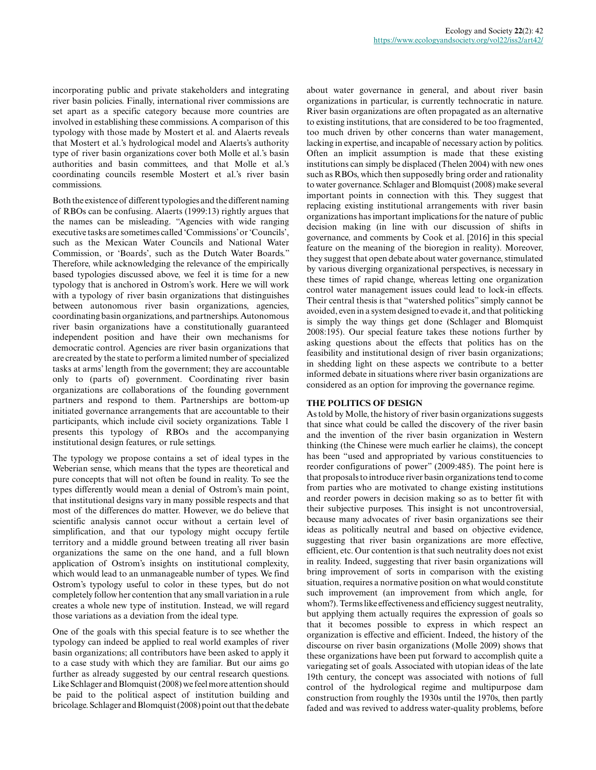incorporating public and private stakeholders and integrating river basin policies. Finally, international river commissions are set apart as a specific category because more countries are involved in establishing these commissions. A comparison of this typology with those made by Mostert et al. and Alaerts reveals that Mostert et al.'s hydrological model and Alaerts's authority type of river basin organizations cover both Molle et al.'s basin authorities and basin committees, and that Molle et al.'s coordinating councils resemble Mostert et al.'s river basin commissions.

Both the existence of different typologies and the different naming of RBOs can be confusing. Alaerts (1999:13) rightly argues that the names can be misleading. "Agencies with wide ranging executive tasks are sometimes called 'Commissions' or 'Councils', such as the Mexican Water Councils and National Water Commission, or 'Boards', such as the Dutch Water Boards." Therefore, while acknowledging the relevance of the empirically based typologies discussed above, we feel it is time for a new typology that is anchored in Ostrom's work. Here we will work with a typology of river basin organizations that distinguishes between autonomous river basin organizations, agencies, coordinating basin organizations, and partnerships. Autonomous river basin organizations have a constitutionally guaranteed independent position and have their own mechanisms for democratic control. Agencies are river basin organizations that are created by the state to perform a limited number of specialized tasks at arms' length from the government; they are accountable only to (parts of) government. Coordinating river basin organizations are collaborations of the founding government partners and respond to them. Partnerships are bottom-up initiated governance arrangements that are accountable to their participants, which include civil society organizations. Table 1 presents this typology of RBOs and the accompanying institutional design features, or rule settings.

The typology we propose contains a set of ideal types in the Weberian sense, which means that the types are theoretical and pure concepts that will not often be found in reality. To see the types differently would mean a denial of Ostrom's main point, that institutional designs vary in many possible respects and that most of the differences do matter. However, we do believe that scientific analysis cannot occur without a certain level of simplification, and that our typology might occupy fertile territory and a middle ground between treating all river basin organizations the same on the one hand, and a full blown application of Ostrom's insights on institutional complexity, which would lead to an unmanageable number of types. We find Ostrom's typology useful to color in these types, but do not completely follow her contention that any small variation in a rule creates a whole new type of institution. Instead, we will regard those variations as a deviation from the ideal type.

One of the goals with this special feature is to see whether the typology can indeed be applied to real world examples of river basin organizations; all contributors have been asked to apply it to a case study with which they are familiar. But our aims go further as already suggested by our central research questions. Like Schlager and Blomquist (2008) we feel more attention should be paid to the political aspect of institution building and bricolage. Schlager and Blomquist (2008) point out that the debate about water governance in general, and about river basin organizations in particular, is currently technocratic in nature. River basin organizations are often propagated as an alternative to existing institutions, that are considered to be too fragmented, too much driven by other concerns than water management, lacking in expertise, and incapable of necessary action by politics. Often an implicit assumption is made that these existing institutions can simply be displaced (Thelen 2004) with new ones such as RBOs, which then supposedly bring order and rationality to water governance. Schlager and Blomquist (2008) make several important points in connection with this. They suggest that replacing existing institutional arrangements with river basin organizations has important implications for the nature of public decision making (in line with our discussion of shifts in governance, and comments by Cook et al. [2016] in this special feature on the meaning of the bioregion in reality). Moreover, they suggest that open debate about water governance, stimulated by various diverging organizational perspectives, is necessary in these times of rapid change, whereas letting one organization control water management issues could lead to lock-in effects. Their central thesis is that "watershed politics" simply cannot be avoided, even in a system designed to evade it, and that politicking is simply the way things get done (Schlager and Blomquist 2008:195). Our special feature takes these notions further by asking questions about the effects that politics has on the feasibility and institutional design of river basin organizations; in shedding light on these aspects we contribute to a better informed debate in situations where river basin organizations are considered as an option for improving the governance regime.

## THE POLITICS OF DESIGN

As told by Molle, the history of river basin organizations suggests that since what could be called the discovery of the river basin and the invention of the river basin organization in Western thinking (the Chinese were much earlier he claims), the concept has been "used and appropriated by various constituencies to reorder configurations of power" (2009:485). The point here is that proposals to introduce river basin organizations tend to come from parties who are motivated to change existing institutions and reorder powers in decision making so as to better fit with their subjective purposes. This insight is not uncontroversial, because many advocates of river basin organizations see their ideas as politically neutral and based on objective evidence, suggesting that river basin organizations are more effective, efficient, etc. Our contention is that such neutrality does not exist in reality. Indeed, suggesting that river basin organizations will bring improvement of sorts in comparison with the existing situation, requires a normative position on what would constitute such improvement (an improvement from which angle, for whom?). Terms like effectiveness and efficiency suggest neutrality, but applying them actually requires the expression of goals so that it becomes possible to express in which respect an organization is effective and efficient. Indeed, the history of the discourse on river basin organizations (Molle 2009) shows that these organizations have been put forward to accomplish quite a variegating set of goals. Associated with utopian ideas of the late 19th century, the concept was associated with notions of full control of the hydrological regime and multipurpose dam construction from roughly the 1930s until the 1970s, then partly faded and was revived to address water-quality problems, before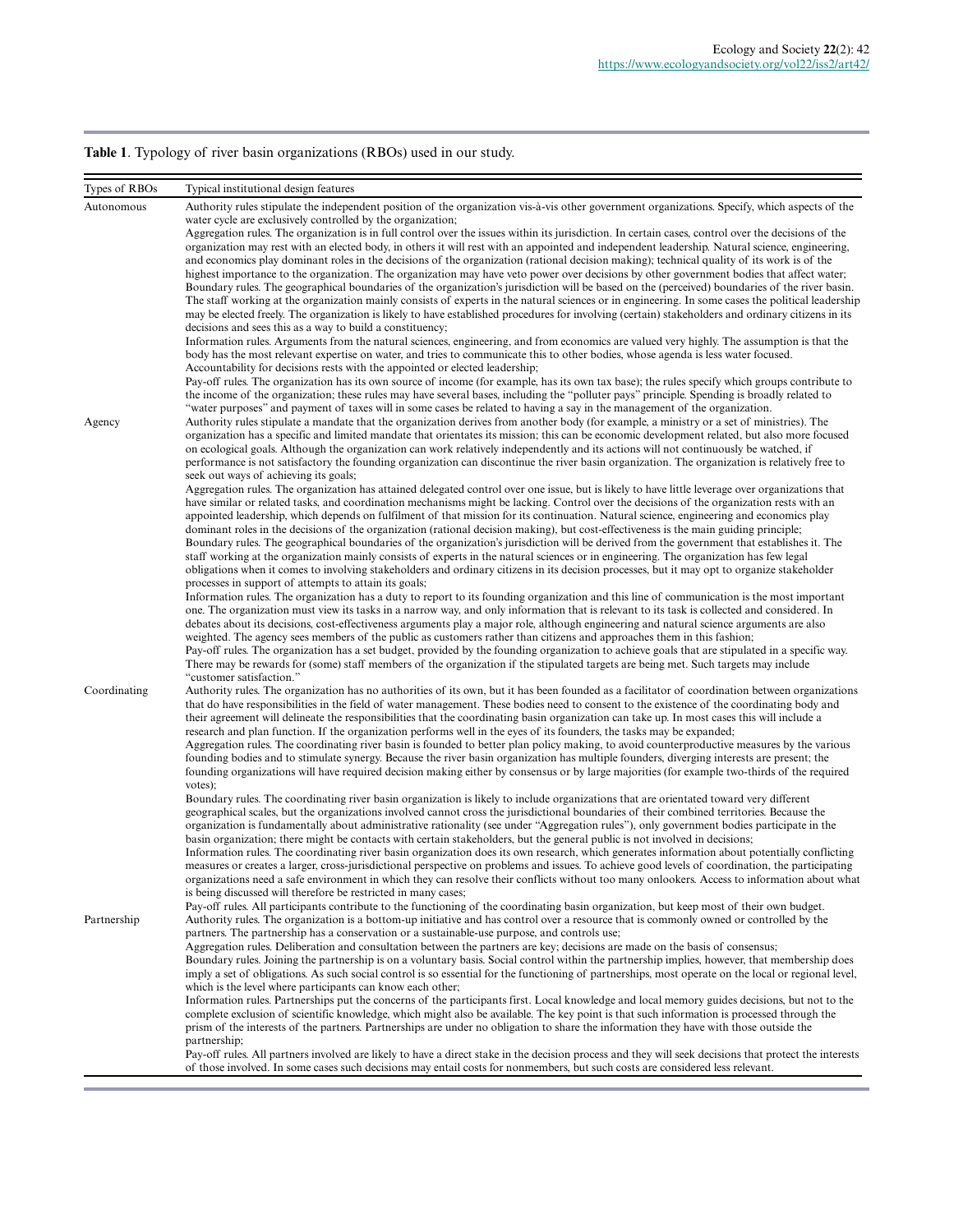**Table 1**. Typology of river basin organizations (RBOs) used in our study.

| Types of RBOs | Typical institutional design features |
| --- | --- |
| Autonomous | Authority rules stipulate the independent position of the organization vis-à-vis other government organizations. Specify, which aspects of the water cycle are exclusively controlled by the organization;<br>Aggregation rules. The organization is in full control over the issues within its jurisdiction. In certain cases, control over the decisions of the organization may rest with an elected body, in others it will rest with an appointed and independent leadership. Natural science, engineering, and economics play dominant roles in the decisions of the organization (rational decision making); technical quality of its work is of the highest importance to the organization. The organization may have veto power over decisions by other government bodies that affect water;<br>Boundary rules. The geographical boundaries of the organization's jurisdiction will be based on the (perceived) boundaries of the river basin. The staff working at the organization mainly consists of experts in the natural sciences or in engineering. In some cases the political leadership may be elected freely. The organization is likely to have established procedures for involving (certain) stakeholders and ordinary citizens in its decisions and sees this as a way to build a constituency;<br>Information rules. Arguments from the natural sciences, engineering, and from economics are valued very highly. The assumption is that the body has the most relevant expertise on water, and tries to communicate this to other bodies, whose agenda is less water focused. Accountability for decisions rests with the appointed or elected leadership;<br>Pay-off rules. The organization has its own source of income (for example, has its own tax base); the rules specify which groups contribute to the income of the organization; these rules may have several bases, including the "polluter pays" principle. Spending is broadly related to "water purposes" and payment of taxes will in some cases be related to having a say in the management of the organization. |
| Agency | Authority rules stipulate a mandate that the organization derives from another body (for example, a ministry or a set of ministries). The organization has a specific and limited mandate that orientates its mission; this can be economic development related, but also more focused on ecological goals. Although the organization can work relatively independently and its actions will not continuously be watched, if performance is not satisfactory the founding organization can discontinue the river basin organization. The organization is relatively free to seek out ways of achieving its goals;<br>Aggregation rules. The organization has attained delegated control over one issue, but is likely to have little leverage over organizations that have similar or related tasks, and coordination mechanisms might be lacking. Control over the decisions of the organization rests with an appointed leadership, which depends on fulfilment of that mission for its continuation. Natural science, engineering and economics play dominant roles in the decisions of the organization (rational decision making), but cost-effectiveness is the main guiding principle;<br>Boundary rules. The geographical boundaries of the organization's jurisdiction will be derived from the government that establishes it. The staff working at the organization mainly consists of experts in the natural sciences or in engineering. The organization has few legal obligations when it comes to involving stakeholders and ordinary citizens in its decision processes, but it may opt to organize stakeholder processes in support of attempts to attain its goals;<br>Information rules. The organization has a duty to report to its founding organization and this line of communication is the most important one. The organization must view its tasks in a narrow way, and only information that is relevant to its task is collected and considered. In debates about its decisions, cost-effectiveness arguments play a major role, although engineering and natural science arguments are also weighted. The agency sees members of the public as customers rather than citizens and approaches them in this fashion;<br>Pay-off rules. The organization has a set budget, provided by the founding organization to achieve goals that are stipulated in a specific way. There may be rewards for (some) staff members of the organization if the stipulated targets are being met. Such targets may include "customer satisfaction." |
| Coordinating | Authority rules. The organization has no authorities of its own, but it has been founded as a facilitator of coordination between organizations that do have responsibilities in the field of water management. These bodies need to consent to the existence of the coordinating body and their agreement will delineate the responsibilities that the coordinating basin organization can take up. In most cases this will include a research and plan function. If the organization performs well in the eyes of its founders, the tasks may be expanded;<br>Aggregation rules. The coordinating river basin is founded to better plan policy making, to avoid counterproductive measures by the various founding bodies and to stimulate synergy. Because the river basin organization has multiple founders, diverging interests are present; the founding organizations will have required decision making either by consensus or by large majorities (for example two-thirds of the required votes);<br>Boundary rules. The coordinating river basin organization is likely to include organizations that are orientated toward very different geographical scales, but the organizations involved cannot cross the jurisdictional boundaries of their combined territories. Because the organization is fundamentally about administrative rationality (see under "Aggregation rules"), only government bodies participate in the basin organization; there might be contacts with certain stakeholders, but the general public is not involved in decisions;<br>Information rules. The coordinating river basin organization does its own research, which generates information about potentially conflicting measures or creates a larger, cross-jurisdictional perspective on problems and issues. To achieve good levels of coordination, the participating organizations need a safe environment in which they can resolve their conflicts without too many onlookers. Access to information about what is being discussed will therefore be restricted in many cases;<br>Pay-off rules. All participants contribute to the functioning of the coordinating basin organization, but keep most of their own budget. |
| Partnership | Authority rules. The organization is a bottom-up initiative and has control over a resource that is commonly owned or controlled by the partners. The partnership has a conservation or a sustainable-use purpose, and controls use;<br>Aggregation rules. Deliberation and consultation between the partners are key; decisions are made on the basis of consensus;<br>Boundary rules. Joining the partnership is on a voluntary basis. Social control within the partnership implies, however, that membership does imply a set of obligations. As such social control is so essential for the functioning of partnerships, most operate on the local or regional level, which is the level where participants can know each other;<br>Information rules. Partnerships put the concerns of the participants first. Local knowledge and local memory guides decisions, but not to the complete exclusion of scientific knowledge, which might also be available. The key point is that such information is processed through the prism of the interests of the partners. Partnerships are under no obligation to share the information they have with those outside the partnership;<br>Pay-off rules. All partners involved are likely to have a direct stake in the decision process and they will seek decisions that protect the interests of those involved. In some cases such decisions may entail costs for nonmembers, but such costs are considered less relevant. |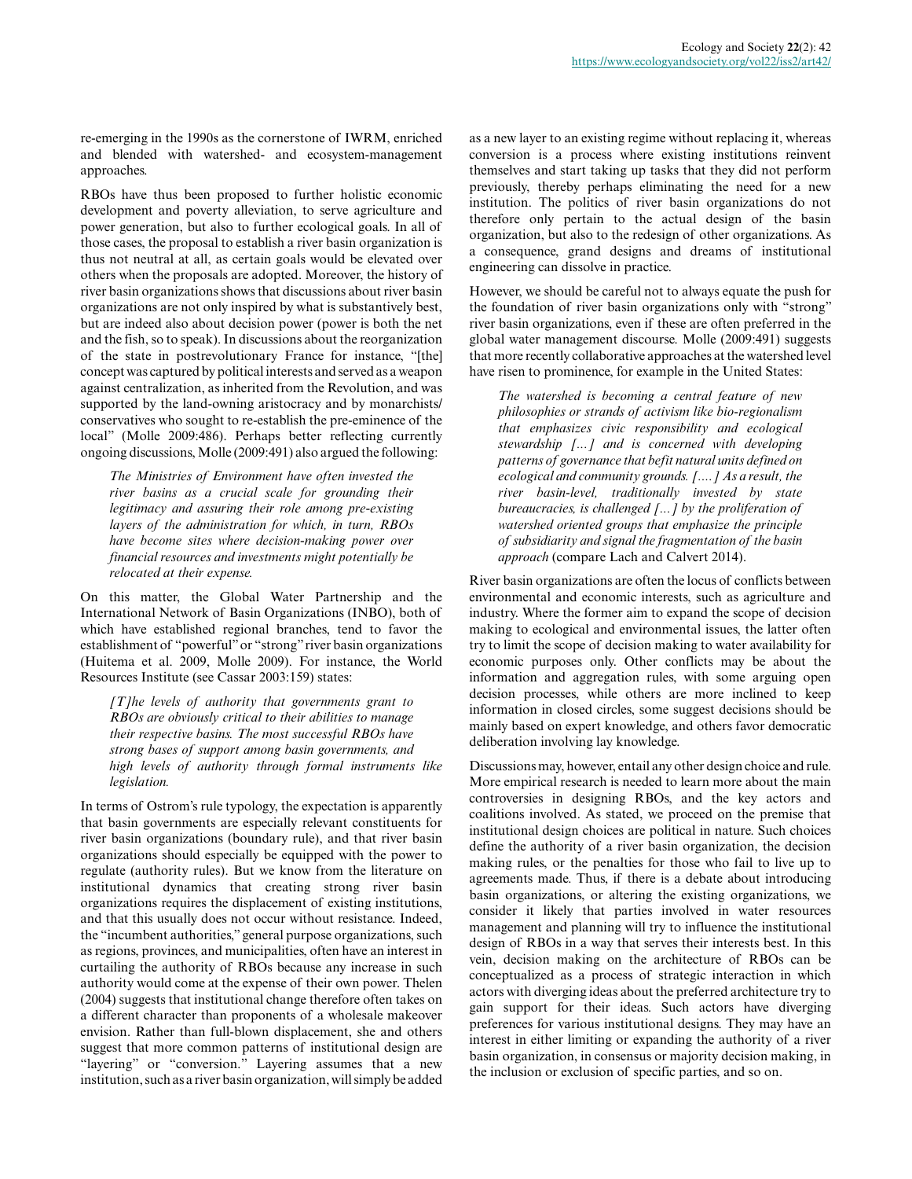re-emerging in the 1990s as the cornerstone of IWRM, enriched and blended with watershed- and ecosystem-management approaches.

RBOs have thus been proposed to further holistic economic development and poverty alleviation, to serve agriculture and power generation, but also to further ecological goals. In all of those cases, the proposal to establish a river basin organization is thus not neutral at all, as certain goals would be elevated over others when the proposals are adopted. Moreover, the history of river basin organizations shows that discussions about river basin organizations are not only inspired by what is substantively best, but are indeed also about decision power (power is both the net and the fish, so to speak). In discussions about the reorganization of the state in postrevolutionary France for instance, "[the] concept was captured by political interests and served as a weapon against centralization, as inherited from the Revolution, and was supported by the land-owning aristocracy and by monarchists/conservatives who sought to re-establish the pre-eminence of the local" (Molle 2009:486). Perhaps better reflecting currently ongoing discussions, Molle (2009:491) also argued the following:

> *The Ministries of Environment have often invested the river basins as a crucial scale for grounding their legitimacy and assuring their role among pre-existing layers of the administration for which, in turn, RBOs have become sites where decision-making power over financial resources and investments might potentially be relocated at their expense.*

On this matter, the Global Water Partnership and the International Network of Basin Organizations (INBO), both of which have established regional branches, tend to favor the establishment of "powerful" or "strong" river basin organizations (Huitema et al. 2009, Molle 2009). For instance, the World Resources Institute (see Cassar 2003:159) states:

> *[T]he levels of authority that governments grant to RBOs are obviously critical to their abilities to manage their respective basins. The most successful RBOs have strong bases of support among basin governments, and high levels of authority through formal instruments like legislation.*

In terms of Ostrom's rule typology, the expectation is apparently that basin governments are especially relevant constituents for river basin organizations (boundary rule), and that river basin organizations should especially be equipped with the power to regulate (authority rules). But we know from the literature on institutional dynamics that creating strong river basin organizations requires the displacement of existing institutions, and that this usually does not occur without resistance. Indeed, the "incumbent authorities," general purpose organizations, such as regions, provinces, and municipalities, often have an interest in curtailing the authority of RBOs because any increase in such authority would come at the expense of their own power. Thelen (2004) suggests that institutional change therefore often takes on a different character than proponents of a wholesale makeover envision. Rather than full-blown displacement, she and others suggest that more common patterns of institutional design are "layering" or "conversion." Layering assumes that a new institution, such as a river basin organization, will simply be added as a new layer to an existing regime without replacing it, whereas conversion is a process where existing institutions reinvent themselves and start taking up tasks that they did not perform previously, thereby perhaps eliminating the need for a new institution. The politics of river basin organizations do not therefore only pertain to the actual design of the basin organization, but also to the redesign of other organizations. As a consequence, grand designs and dreams of institutional engineering can dissolve in practice.

However, we should be careful not to always equate the push for the foundation of river basin organizations only with "strong" river basin organizations, even if these are often preferred in the global water management discourse. Molle (2009:491) suggests that more recently collaborative approaches at the watershed level have risen to prominence, for example in the United States:

> *The watershed is becoming a central feature of new philosophies or strands of activism like bio-regionalism that emphasizes civic responsibility and ecological stewardship [...] and is concerned with developing patterns of governance that befit natural units defined on ecological and community grounds. [....] As a result, the river basin-level, traditionally invested by state bureaucracies, is challenged [...] by the proliferation of watershed oriented groups that emphasize the principle of subsidiarity and signal the fragmentation of the basin approach* (compare Lach and Calvert 2014).

River basin organizations are often the locus of conflicts between environmental and economic interests, such as agriculture and industry. Where the former aim to expand the scope of decision making to ecological and environmental issues, the latter often try to limit the scope of decision making to water availability for economic purposes only. Other conflicts may be about the information and aggregation rules, with some arguing open decision processes, while others are more inclined to keep information in closed circles, some suggest decisions should be mainly based on expert knowledge, and others favor democratic deliberation involving lay knowledge.

Discussions may, however, entail any other design choice and rule. More empirical research is needed to learn more about the main controversies in designing RBOs, and the key actors and coalitions involved. As stated, we proceed on the premise that institutional design choices are political in nature. Such choices define the authority of a river basin organization, the decision making rules, or the penalties for those who fail to live up to agreements made. Thus, if there is a debate about introducing basin organizations, or altering the existing organizations, we consider it likely that parties involved in water resources management and planning will try to influence the institutional design of RBOs in a way that serves their interests best. In this vein, decision making on the architecture of RBOs can be conceptualized as a process of strategic interaction in which actors with diverging ideas about the preferred architecture try to gain support for their ideas. Such actors have diverging preferences for various institutional designs. They may have an interest in either limiting or expanding the authority of a river basin organization, in consensus or majority decision making, in the inclusion or exclusion of specific parties, and so on.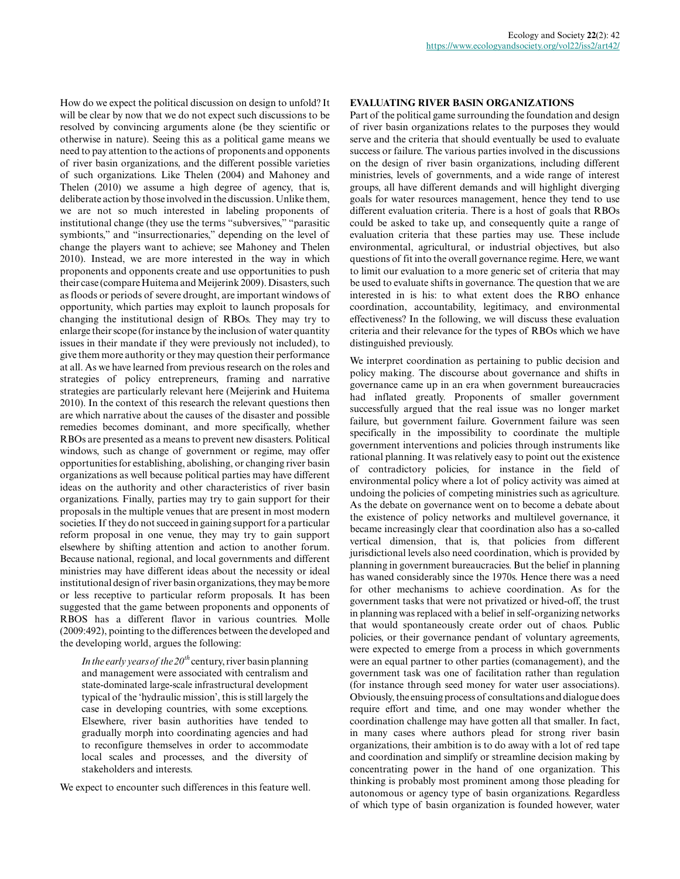How do we expect the political discussion on design to unfold? It will be clear by now that we do not expect such discussions to be resolved by convincing arguments alone (be they scientific or otherwise in nature). Seeing this as a political game means we need to pay attention to the actions of proponents and opponents of river basin organizations, and the different possible varieties of such organizations. Like Thelen (2004) and Mahoney and Thelen (2010) we assume a high degree of agency, that is, deliberate action by those involved in the discussion. Unlike them, we are not so much interested in labeling proponents of institutional change (they use the terms "subversives," "parasitic symbionts," and "insurrectionaries," depending on the level of change the players want to achieve; see Mahoney and Thelen 2010). Instead, we are more interested in the way in which proponents and opponents create and use opportunities to push their case (compare Huitema and Meijerink 2009). Disasters, such as floods or periods of severe drought, are important windows of opportunity, which parties may exploit to launch proposals for changing the institutional design of RBOs. They may try to enlarge their scope (for instance by the inclusion of water quantity issues in their mandate if they were previously not included), to give them more authority or they may question their performance at all. As we have learned from previous research on the roles and strategies of policy entrepreneurs, framing and narrative strategies are particularly relevant here (Meijerink and Huitema 2010). In the context of this research the relevant questions then are which narrative about the causes of the disaster and possible remedies becomes dominant, and more specifically, whether RBOs are presented as a means to prevent new disasters. Political windows, such as change of government or regime, may offer opportunities for establishing, abolishing, or changing river basin organizations as well because political parties may have different ideas on the authority and other characteristics of river basin organizations. Finally, parties may try to gain support for their proposals in the multiple venues that are present in most modern societies. If they do not succeed in gaining support for a particular reform proposal in one venue, they may try to gain support elsewhere by shifting attention and action to another forum. Because national, regional, and local governments and different ministries may have different ideas about the necessity or ideal institutional design of river basin organizations, they may be more or less receptive to particular reform proposals. It has been suggested that the game between proponents and opponents of RBOS has a different flavor in various countries. Molle (2009:492), pointing to the differences between the developed and the developing world, argues the following:

> *In the early years of the 20th* century, river basin planning and management were associated with centralism and state-dominated large-scale infrastructural development typical of the 'hydraulic mission', this is still largely the case in developing countries, with some exceptions. Elsewhere, river basin authorities have tended to gradually morph into coordinating agencies and had to reconfigure themselves in order to accommodate local scales and processes, and the diversity of stakeholders and interests.

We expect to encounter such differences in this feature well.

## EVALUATING RIVER BASIN ORGANIZATIONS

Part of the political game surrounding the foundation and design of river basin organizations relates to the purposes they would serve and the criteria that should eventually be used to evaluate success or failure. The various parties involved in the discussions on the design of river basin organizations, including different ministries, levels of governments, and a wide range of interest groups, all have different demands and will highlight diverging goals for water resources management, hence they tend to use different evaluation criteria. There is a host of goals that RBOs could be asked to take up, and consequently quite a range of evaluation criteria that these parties may use. These include environmental, agricultural, or industrial objectives, but also questions of fit into the overall governance regime. Here, we want to limit our evaluation to a more generic set of criteria that may be used to evaluate shifts in governance. The question that we are interested in is his: to what extent does the RBO enhance coordination, accountability, legitimacy, and environmental effectiveness? In the following, we will discuss these evaluation criteria and their relevance for the types of RBOs which we have distinguished previously.

We interpret coordination as pertaining to public decision and policy making. The discourse about governance and shifts in governance came up in an era when government bureaucracies had inflated greatly. Proponents of smaller government successfully argued that the real issue was no longer market failure, but government failure. Government failure was seen specifically in the impossibility to coordinate the multiple government interventions and policies through instruments like rational planning. It was relatively easy to point out the existence of contradictory policies, for instance in the field of environmental policy where a lot of policy activity was aimed at undoing the policies of competing ministries such as agriculture. As the debate on governance went on to become a debate about the existence of policy networks and multilevel governance, it became increasingly clear that coordination also has a so-called vertical dimension, that is, that policies from different jurisdictional levels also need coordination, which is provided by planning in government bureaucracies. But the belief in planning has waned considerably since the 1970s. Hence there was a need for other mechanisms to achieve coordination. As for the government tasks that were not privatized or hived-off, the trust in planning was replaced with a belief in self-organizing networks that would spontaneously create order out of chaos. Public policies, or their governance pendant of voluntary agreements, were expected to emerge from a process in which governments were an equal partner to other parties (comanagement), and the government task was one of facilitation rather than regulation (for instance through seed money for water user associations). Obviously, the ensuing process of consultations and dialogue does require effort and time, and one may wonder whether the coordination challenge may have gotten all that smaller. In fact, in many cases where authors plead for strong river basin organizations, their ambition is to do away with a lot of red tape and coordination and simplify or streamline decision making by concentrating power in the hand of one organization. This thinking is probably most prominent among those pleading for autonomous or agency type of basin organizations. Regardless of which type of basin organization is founded however, water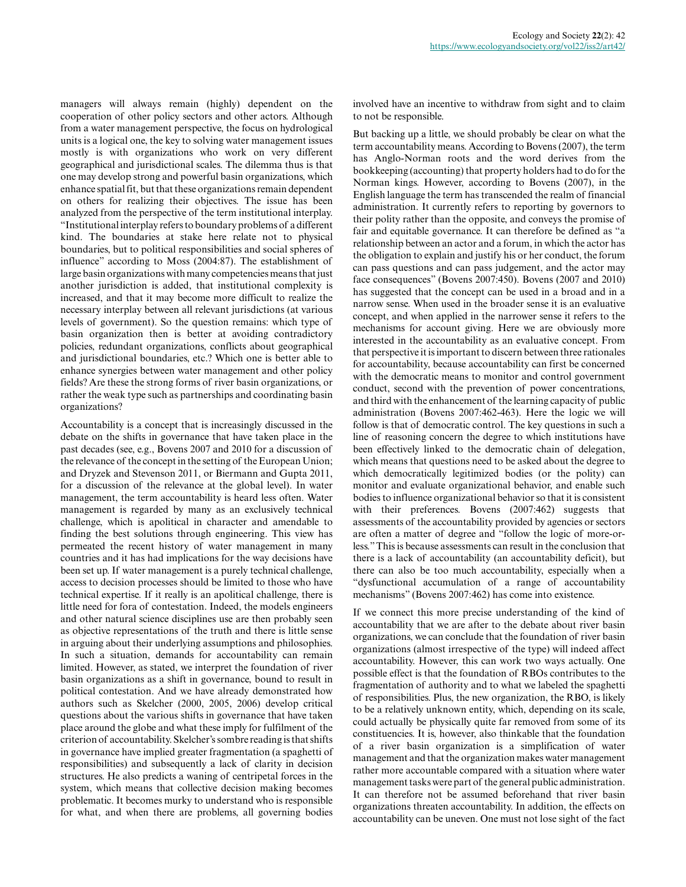managers will always remain (highly) dependent on the cooperation of other policy sectors and other actors. Although from a water management perspective, the focus on hydrological units is a logical one, the key to solving water management issues mostly is with organizations who work on very different geographical and jurisdictional scales. The dilemma thus is that one may develop strong and powerful basin organizations, which enhance spatial fit, but that these organizations remain dependent on others for realizing their objectives. The issue has been analyzed from the perspective of the term institutional interplay. "Institutional interplay refers to boundary problems of a different kind. The boundaries at stake here relate not to physical boundaries, but to political responsibilities and social spheres of influence" according to Moss (2004:87). The establishment of large basin organizations with many competencies means that just another jurisdiction is added, that institutional complexity is increased, and that it may become more difficult to realize the necessary interplay between all relevant jurisdictions (at various levels of government). So the question remains: which type of basin organization then is better at avoiding contradictory policies, redundant organizations, conflicts about geographical and jurisdictional boundaries, etc.? Which one is better able to enhance synergies between water management and other policy fields? Are these the strong forms of river basin organizations, or rather the weak type such as partnerships and coordinating basin organizations?

Accountability is a concept that is increasingly discussed in the debate on the shifts in governance that have taken place in the past decades (see, e.g., Bovens 2007 and 2010 for a discussion of the relevance of the concept in the setting of the European Union; and Dryzek and Stevenson 2011, or Biermann and Gupta 2011, for a discussion of the relevance at the global level). In water management, the term accountability is heard less often. Water management is regarded by many as an exclusively technical challenge, which is apolitical in character and amendable to finding the best solutions through engineering. This view has permeated the recent history of water management in many countries and it has had implications for the way decisions have been set up. If water management is a purely technical challenge, access to decision processes should be limited to those who have technical expertise. If it really is an apolitical challenge, there is little need for fora of contestation. Indeed, the models engineers and other natural science disciplines use are then probably seen as objective representations of the truth and there is little sense in arguing about their underlying assumptions and philosophies. In such a situation, demands for accountability can remain limited. However, as stated, we interpret the foundation of river basin organizations as a shift in governance, bound to result in political contestation. And we have already demonstrated how authors such as Skelcher (2000, 2005, 2006) develop critical questions about the various shifts in governance that have taken place around the globe and what these imply for fulfilment of the criterion of accountability. Skelcher's sombre reading is that shifts in governance have implied greater fragmentation (a spaghetti of responsibilities) and subsequently a lack of clarity in decision structures. He also predicts a waning of centripetal forces in the system, which means that collective decision making becomes problematic. It becomes murky to understand who is responsible for what, and when there are problems, all governing bodies involved have an incentive to withdraw from sight and to claim to not be responsible.

But backing up a little, we should probably be clear on what the term accountability means. According to Bovens (2007), the term has Anglo-Norman roots and the word derives from the bookkeeping (accounting) that property holders had to do for the Norman kings. However, according to Bovens (2007), in the English language the term has transcended the realm of financial administration. It currently refers to reporting by governors to their polity rather than the opposite, and conveys the promise of fair and equitable governance. It can therefore be defined as "a relationship between an actor and a forum, in which the actor has the obligation to explain and justify his or her conduct, the forum can pass questions and can pass judgement, and the actor may face consequences" (Bovens 2007:450). Bovens (2007 and 2010) has suggested that the concept can be used in a broad and in a narrow sense. When used in the broader sense it is an evaluative concept, and when applied in the narrower sense it refers to the mechanisms for account giving. Here we are obviously more interested in the accountability as an evaluative concept. From that perspective it is important to discern between three rationales for accountability, because accountability can first be concerned with the democratic means to monitor and control government conduct, second with the prevention of power concentrations, and third with the enhancement of the learning capacity of public administration (Bovens 2007:462-463). Here the logic we will follow is that of democratic control. The key questions in such a line of reasoning concern the degree to which institutions have been effectively linked to the democratic chain of delegation, which means that questions need to be asked about the degree to which democratically legitimized bodies (or the polity) can monitor and evaluate organizational behavior, and enable such bodies to influence organizational behavior so that it is consistent with their preferences. Bovens (2007:462) suggests that assessments of the accountability provided by agencies or sectors are often a matter of degree and "follow the logic of more-or-less." This is because assessments can result in the conclusion that there is a lack of accountability (an accountability deficit), but there can also be too much accountability, especially when a "dysfunctional accumulation of a range of accountability mechanisms" (Bovens 2007:462) has come into existence.

If we connect this more precise understanding of the kind of accountability that we are after to the debate about river basin organizations, we can conclude that the foundation of river basin organizations (almost irrespective of the type) will indeed affect accountability. However, this can work two ways actually. One possible effect is that the foundation of RBOs contributes to the fragmentation of authority and to what we labeled the spaghetti of responsibilities. Plus, the new organization, the RBO, is likely to be a relatively unknown entity, which, depending on its scale, could actually be physically quite far removed from some of its constituencies. It is, however, also thinkable that the foundation of a river basin organization is a simplification of water management and that the organization makes water management rather more accountable compared with a situation where water management tasks were part of the general public administration. It can therefore not be assumed beforehand that river basin organizations threaten accountability. In addition, the effects on accountability can be uneven. One must not lose sight of the fact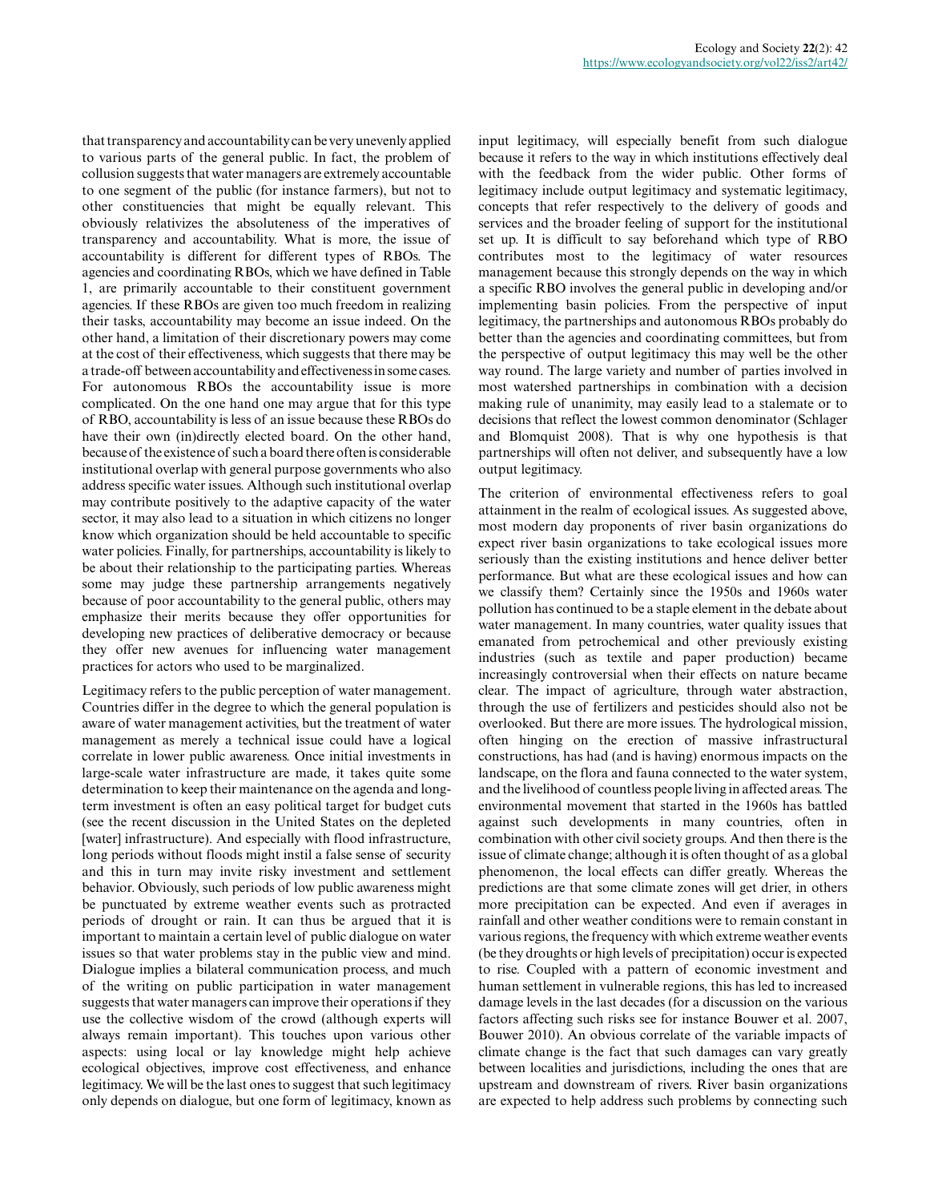that transparency and accountability can be very unevenly applied to various parts of the general public. In fact, the problem of collusion suggests that water managers are extremely accountable to one segment of the public (for instance farmers), but not to other constituencies that might be equally relevant. This obviously relativizes the absoluteness of the imperatives of transparency and accountability. What is more, the issue of accountability is different for different types of RBOs. The agencies and coordinating RBOs, which we have defined in Table 1, are primarily accountable to their constituent government agencies. If these RBOs are given too much freedom in realizing their tasks, accountability may become an issue indeed. On the other hand, a limitation of their discretionary powers may come at the cost of their effectiveness, which suggests that there may be a trade-off between accountability and effectiveness in some cases. For autonomous RBOs the accountability issue is more complicated. On the one hand one may argue that for this type of RBO, accountability is less of an issue because these RBOs do have their own (in)directly elected board. On the other hand, because of the existence of such a board there often is considerable institutional overlap with general purpose governments who also address specific water issues. Although such institutional overlap may contribute positively to the adaptive capacity of the water sector, it may also lead to a situation in which citizens no longer know which organization should be held accountable to specific water policies. Finally, for partnerships, accountability is likely to be about their relationship to the participating parties. Whereas some may judge these partnership arrangements negatively because of poor accountability to the general public, others may emphasize their merits because they offer opportunities for developing new practices of deliberative democracy or because they offer new avenues for influencing water management practices for actors who used to be marginalized.

Legitimacy refers to the public perception of water management. Countries differ in the degree to which the general population is aware of water management activities, but the treatment of water management as merely a technical issue could have a logical correlate in lower public awareness. Once initial investments in large-scale water infrastructure are made, it takes quite some determination to keep their maintenance on the agenda and long-term investment is often an easy political target for budget cuts (see the recent discussion in the United States on the depleted [water] infrastructure). And especially with flood infrastructure, long periods without floods might instil a false sense of security and this in turn may invite risky investment and settlement behavior. Obviously, such periods of low public awareness might be punctuated by extreme weather events such as protracted periods of drought or rain. It can thus be argued that it is important to maintain a certain level of public dialogue on water issues so that water problems stay in the public view and mind. Dialogue implies a bilateral communication process, and much of the writing on public participation in water management suggests that water managers can improve their operations if they use the collective wisdom of the crowd (although experts will always remain important). This touches upon various other aspects: using local or lay knowledge might help achieve ecological objectives, improve cost effectiveness, and enhance legitimacy. We will be the last ones to suggest that such legitimacy only depends on dialogue, but one form of legitimacy, known as input legitimacy, will especially benefit from such dialogue because it refers to the way in which institutions effectively deal with the feedback from the wider public. Other forms of legitimacy include output legitimacy and systematic legitimacy, concepts that refer respectively to the delivery of goods and services and the broader feeling of support for the institutional set up. It is difficult to say beforehand which type of RBO contributes most to the legitimacy of water resources management because this strongly depends on the way in which a specific RBO involves the general public in developing and/or implementing basin policies. From the perspective of input legitimacy, the partnerships and autonomous RBOs probably do better than the agencies and coordinating committees, but from the perspective of output legitimacy this may well be the other way round. The large variety and number of parties involved in most watershed partnerships in combination with a decision making rule of unanimity, may easily lead to a stalemate or to decisions that reflect the lowest common denominator (Schlager and Blomquist 2008). That is why one hypothesis is that partnerships will often not deliver, and subsequently have a low output legitimacy.

The criterion of environmental effectiveness refers to goal attainment in the realm of ecological issues. As suggested above, most modern day proponents of river basin organizations do expect river basin organizations to take ecological issues more seriously than the existing institutions and hence deliver better performance. But what are these ecological issues and how can we classify them? Certainly since the 1950s and 1960s water pollution has continued to be a staple element in the debate about water management. In many countries, water quality issues that emanated from petrochemical and other previously existing industries (such as textile and paper production) became increasingly controversial when their effects on nature became clear. The impact of agriculture, through water abstraction, through the use of fertilizers and pesticides should also not be overlooked. But there are more issues. The hydrological mission, often hinging on the erection of massive infrastructural constructions, has had (and is having) enormous impacts on the landscape, on the flora and fauna connected to the water system, and the livelihood of countless people living in affected areas. The environmental movement that started in the 1960s has battled against such developments in many countries, often in combination with other civil society groups. And then there is the issue of climate change; although it is often thought of as a global phenomenon, the local effects can differ greatly. Whereas the predictions are that some climate zones will get drier, in others more precipitation can be expected. And even if averages in rainfall and other weather conditions were to remain constant in various regions, the frequency with which extreme weather events (be they droughts or high levels of precipitation) occur is expected to rise. Coupled with a pattern of economic investment and human settlement in vulnerable regions, this has led to increased damage levels in the last decades (for a discussion on the various factors affecting such risks see for instance Bouwer et al. 2007, Bouwer 2010). An obvious correlate of the variable impacts of climate change is the fact that such damages can vary greatly between localities and jurisdictions, including the ones that are upstream and downstream of rivers. River basin organizations are expected to help address such problems by connecting such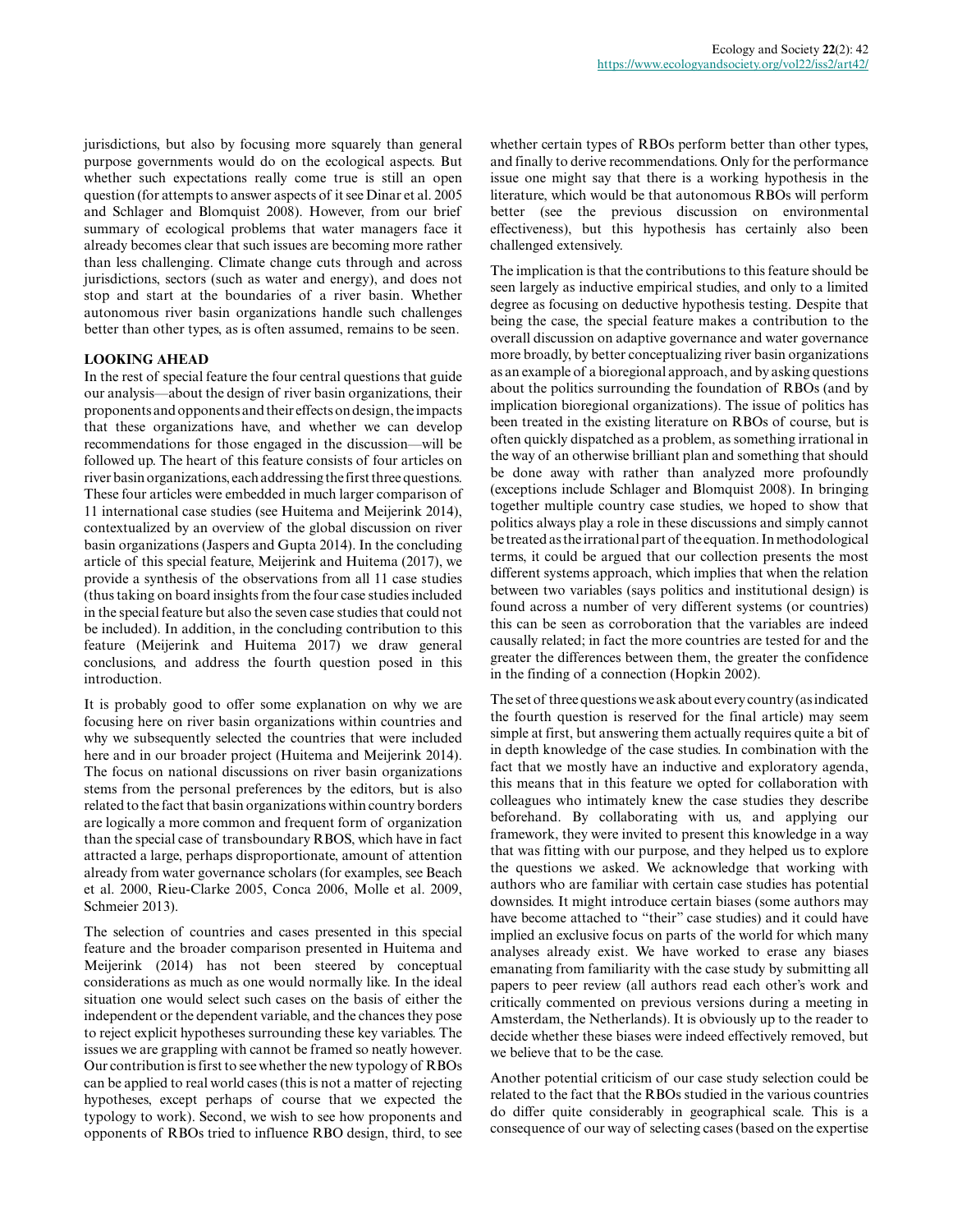jurisdictions, but also by focusing more squarely than general purpose governments would do on the ecological aspects. But whether such expectations really come true is still an open question (for attempts to answer aspects of it see Dinar et al. 2005 and Schlager and Blomquist 2008). However, from our brief summary of ecological problems that water managers face it already becomes clear that such issues are becoming more rather than less challenging. Climate change cuts through and across jurisdictions, sectors (such as water and energy), and does not stop and start at the boundaries of a river basin. Whether autonomous river basin organizations handle such challenges better than other types, as is often assumed, remains to be seen.

## LOOKING AHEAD

In the rest of special feature the four central questions that guide our analysis—about the design of river basin organizations, their proponents and opponents and their effects on design, the impacts that these organizations have, and whether we can develop recommendations for those engaged in the discussion—will be followed up. The heart of this feature consists of four articles on river basin organizations, each addressing the first three questions. These four articles were embedded in much larger comparison of 11 international case studies (see Huitema and Meijerink 2014), contextualized by an overview of the global discussion on river basin organizations (Jaspers and Gupta 2014). In the concluding article of this special feature, Meijerink and Huitema (2017), we provide a synthesis of the observations from all 11 case studies (thus taking on board insights from the four case studies included in the special feature but also the seven case studies that could not be included). In addition, in the concluding contribution to this feature (Meijerink and Huitema 2017) we draw general conclusions, and address the fourth question posed in this introduction.

It is probably good to offer some explanation on why we are focusing here on river basin organizations within countries and why we subsequently selected the countries that were included here and in our broader project (Huitema and Meijerink 2014). The focus on national discussions on river basin organizations stems from the personal preferences by the editors, but is also related to the fact that basin organizations within country borders are logically a more common and frequent form of organization than the special case of transboundary RBOS, which have in fact attracted a large, perhaps disproportionate, amount of attention already from water governance scholars (for examples, see Beach et al. 2000, Rieu-Clarke 2005, Conca 2006, Molle et al. 2009, Schmeier 2013).

The selection of countries and cases presented in this special feature and the broader comparison presented in Huitema and Meijerink (2014) has not been steered by conceptual considerations as much as one would normally like. In the ideal situation one would select such cases on the basis of either the independent or the dependent variable, and the chances they pose to reject explicit hypotheses surrounding these key variables. The issues we are grappling with cannot be framed so neatly however. Our contribution is first to see whether the new typology of RBOs can be applied to real world cases (this is not a matter of rejecting hypotheses, except perhaps of course that we expected the typology to work). Second, we wish to see how proponents and opponents of RBOs tried to influence RBO design, third, to see whether certain types of RBOs perform better than other types, and finally to derive recommendations. Only for the performance issue one might say that there is a working hypothesis in the literature, which would be that autonomous RBOs will perform better (see the previous discussion on environmental effectiveness), but this hypothesis has certainly also been challenged extensively.

The implication is that the contributions to this feature should be seen largely as inductive empirical studies, and only to a limited degree as focusing on deductive hypothesis testing. Despite that being the case, the special feature makes a contribution to the overall discussion on adaptive governance and water governance more broadly, by better conceptualizing river basin organizations as an example of a bioregional approach, and by asking questions about the politics surrounding the foundation of RBOs (and by implication bioregional organizations). The issue of politics has been treated in the existing literature on RBOs of course, but is often quickly dispatched as a problem, as something irrational in the way of an otherwise brilliant plan and something that should be done away with rather than analyzed more profoundly (exceptions include Schlager and Blomquist 2008). In bringing together multiple country case studies, we hoped to show that politics always play a role in these discussions and simply cannot be treated as the irrational part of the equation. In methodological terms, it could be argued that our collection presents the most different systems approach, which implies that when the relation between two variables (says politics and institutional design) is found across a number of very different systems (or countries) this can be seen as corroboration that the variables are indeed causally related; in fact the more countries are tested for and the greater the differences between them, the greater the confidence in the finding of a connection (Hopkin 2002).

The set of three questions we ask about every country (as indicated the fourth question is reserved for the final article) may seem simple at first, but answering them actually requires quite a bit of in depth knowledge of the case studies. In combination with the fact that we mostly have an inductive and exploratory agenda, this means that in this feature we opted for collaboration with colleagues who intimately knew the case studies they describe beforehand. By collaborating with us, and applying our framework, they were invited to present this knowledge in a way that was fitting with our purpose, and they helped us to explore the questions we asked. We acknowledge that working with authors who are familiar with certain case studies has potential downsides. It might introduce certain biases (some authors may have become attached to "their" case studies) and it could have implied an exclusive focus on parts of the world for which many analyses already exist. We have worked to erase any biases emanating from familiarity with the case study by submitting all papers to peer review (all authors read each other's work and critically commented on previous versions during a meeting in Amsterdam, the Netherlands). It is obviously up to the reader to decide whether these biases were indeed effectively removed, but we believe that to be the case.

Another potential criticism of our case study selection could be related to the fact that the RBOs studied in the various countries do differ quite considerably in geographical scale. This is a consequence of our way of selecting cases (based on the expertise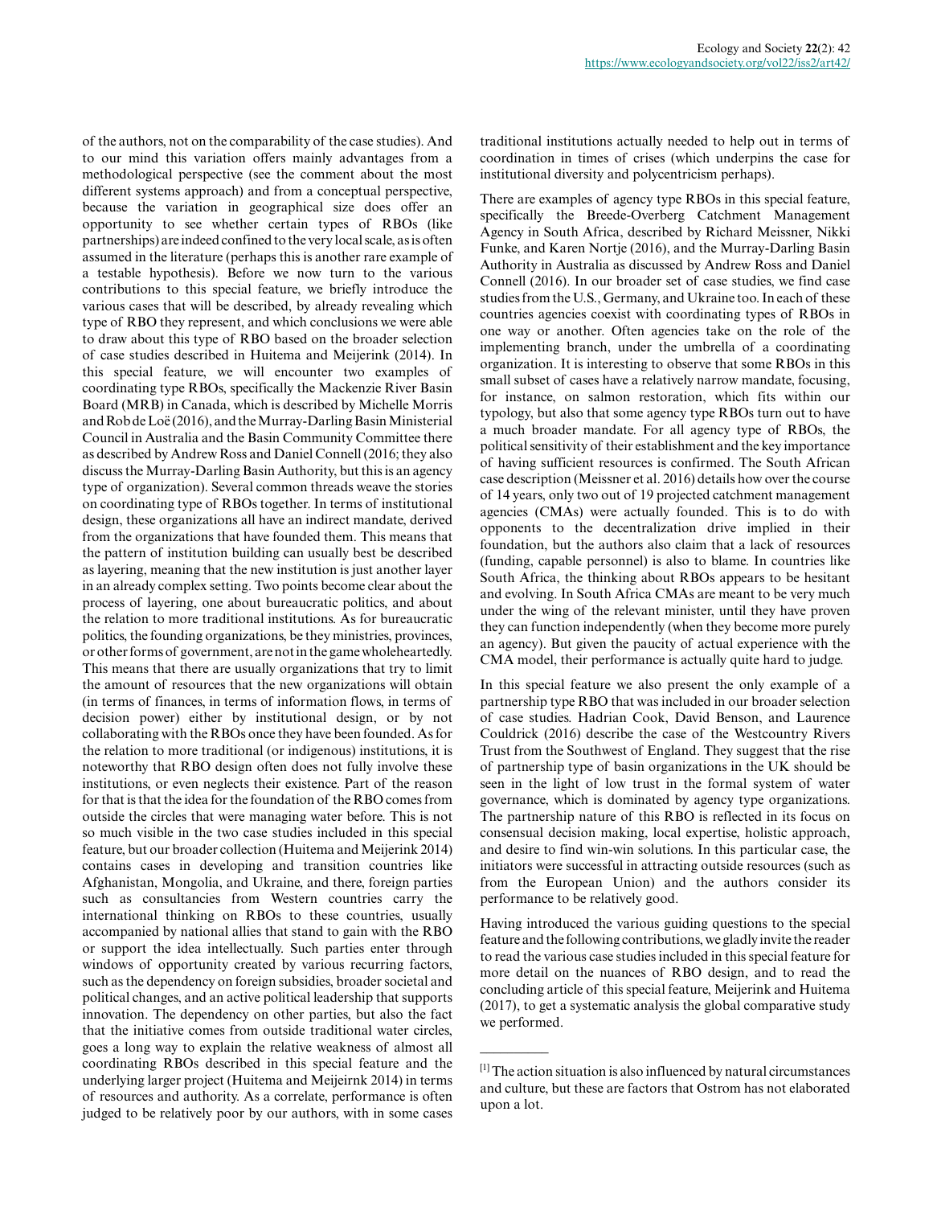of the authors, not on the comparability of the case studies). And to our mind this variation offers mainly advantages from a methodological perspective (see the comment about the most different systems approach) and from a conceptual perspective, because the variation in geographical size does offer an opportunity to see whether certain types of RBOs (like partnerships) are indeed confined to the very local scale, as is often assumed in the literature (perhaps this is another rare example of a testable hypothesis). Before we now turn to the various contributions to this special feature, we briefly introduce the various cases that will be described, by already revealing which type of RBO they represent, and which conclusions we were able to draw about this type of RBO based on the broader selection of case studies described in Huitema and Meijerink (2014). In this special feature, we will encounter two examples of coordinating type RBOs, specifically the Mackenzie River Basin Board (MRB) in Canada, which is described by Michelle Morris and Rob de Loë (2016), and the Murray-Darling Basin Ministerial Council in Australia and the Basin Community Committee there as described by Andrew Ross and Daniel Connell (2016; they also discuss the Murray-Darling Basin Authority, but this is an agency type of organization). Several common threads weave the stories on coordinating type of RBOs together. In terms of institutional design, these organizations all have an indirect mandate, derived from the organizations that have founded them. This means that the pattern of institution building can usually best be described as layering, meaning that the new institution is just another layer in an already complex setting. Two points become clear about the process of layering, one about bureaucratic politics, and about the relation to more traditional institutions. As for bureaucratic politics, the founding organizations, be they ministries, provinces, or other forms of government, are not in the game wholeheartedly. This means that there are usually organizations that try to limit the amount of resources that the new organizations will obtain (in terms of finances, in terms of information flows, in terms of decision power) either by institutional design, or by not collaborating with the RBOs once they have been founded. As for the relation to more traditional (or indigenous) institutions, it is noteworthy that RBO design often does not fully involve these institutions, or even neglects their existence. Part of the reason for that is that the idea for the foundation of the RBO comes from outside the circles that were managing water before. This is not so much visible in the two case studies included in this special feature, but our broader collection (Huitema and Meijerink 2014) contains cases in developing and transition countries like Afghanistan, Mongolia, and Ukraine, and there, foreign parties such as consultancies from Western countries carry the international thinking on RBOs to these countries, usually accompanied by national allies that stand to gain with the RBO or support the idea intellectually. Such parties enter through windows of opportunity created by various recurring factors, such as the dependency on foreign subsidies, broader societal and political changes, and an active political leadership that supports innovation. The dependency on other parties, but also the fact that the initiative comes from outside traditional water circles, goes a long way to explain the relative weakness of almost all coordinating RBOs described in this special feature and the underlying larger project (Huitema and Meijeirnk 2014) in terms of resources and authority. As a correlate, performance is often judged to be relatively poor by our authors, with in some cases traditional institutions actually needed to help out in terms of coordination in times of crises (which underpins the case for institutional diversity and polycentricism perhaps).

There are examples of agency type RBOs in this special feature, specifically the Breede-Overberg Catchment Management Agency in South Africa, described by Richard Meissner, Nikki Funke, and Karen Nortje (2016), and the Murray-Darling Basin Authority in Australia as discussed by Andrew Ross and Daniel Connell (2016). In our broader set of case studies, we find case studies from the U.S., Germany, and Ukraine too. In each of these countries agencies coexist with coordinating types of RBOs in one way or another. Often agencies take on the role of the implementing branch, under the umbrella of a coordinating organization. It is interesting to observe that some RBOs in this small subset of cases have a relatively narrow mandate, focusing, for instance, on salmon restoration, which fits within our typology, but also that some agency type RBOs turn out to have a much broader mandate. For all agency type of RBOs, the political sensitivity of their establishment and the key importance of having sufficient resources is confirmed. The South African case description (Meissner et al. 2016) details how over the course of 14 years, only two out of 19 projected catchment management agencies (CMAs) were actually founded. This is to do with opponents to the decentralization drive implied in their foundation, but the authors also claim that a lack of resources (funding, capable personnel) is also to blame. In countries like South Africa, the thinking about RBOs appears to be hesitant and evolving. In South Africa CMAs are meant to be very much under the wing of the relevant minister, until they have proven they can function independently (when they become more purely an agency). But given the paucity of actual experience with the CMA model, their performance is actually quite hard to judge.

In this special feature we also present the only example of a partnership type RBO that was included in our broader selection of case studies. Hadrian Cook, David Benson, and Laurence Couldrick (2016) describe the case of the Westcountry Rivers Trust from the Southwest of England. They suggest that the rise of partnership type of basin organizations in the UK should be seen in the light of low trust in the formal system of water governance, which is dominated by agency type organizations. The partnership nature of this RBO is reflected in its focus on consensual decision making, local expertise, holistic approach, and desire to find win-win solutions. In this particular case, the initiators were successful in attracting outside resources (such as from the European Union) and the authors consider its performance to be relatively good.

Having introduced the various guiding questions to the special feature and the following contributions, we gladly invite the reader to read the various case studies included in this special feature for more detail on the nuances of RBO design, and to read the concluding article of this special feature, Meijerink and Huitema (2017), to get a systematic analysis the global comparative study we performed.

---

[1] The action situation is also influenced by natural circumstances and culture, but these are factors that Ostrom has not elaborated upon a lot.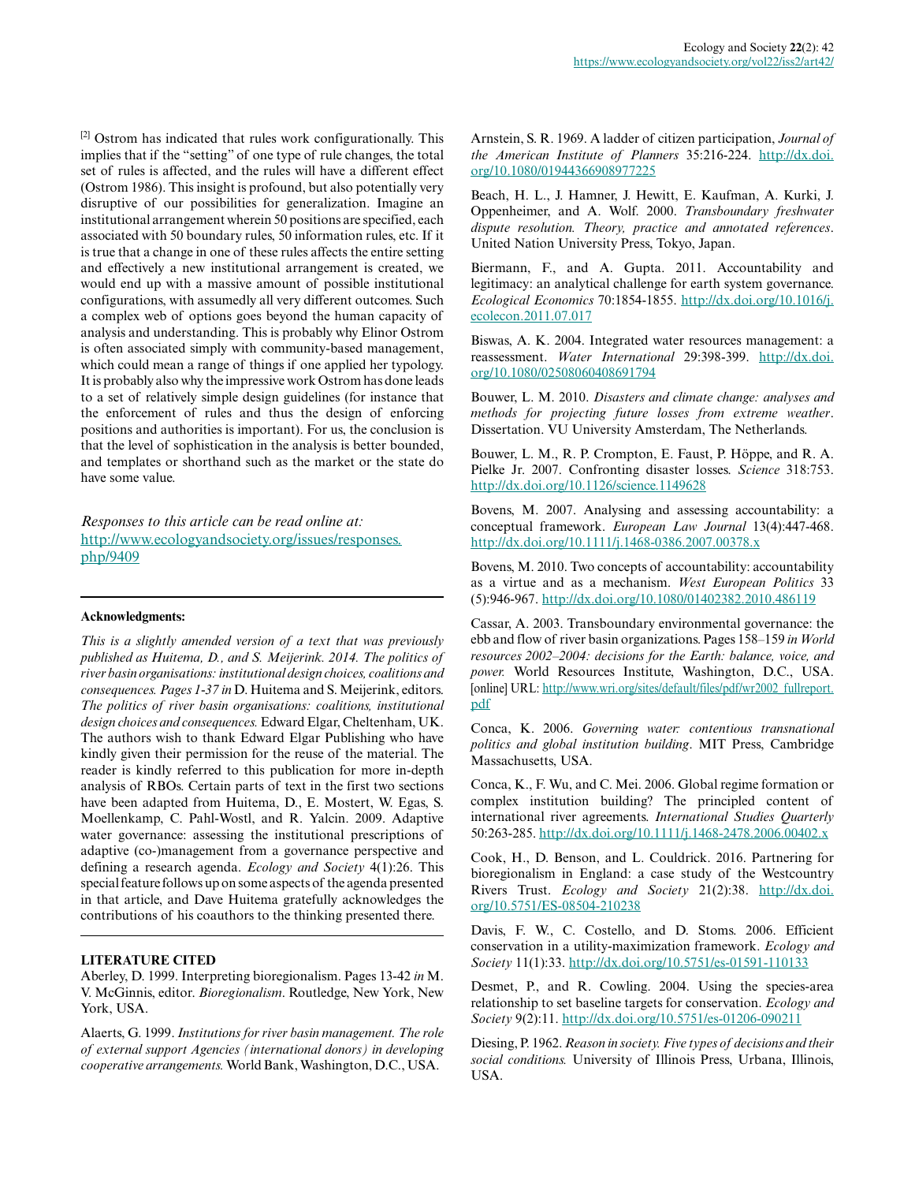[2] Ostrom has indicated that rules work configurationally. This implies that if the "setting" of one type of rule changes, the total set of rules is affected, and the rules will have a different effect (Ostrom 1986). This insight is profound, but also potentially very disruptive of our possibilities for generalization. Imagine an institutional arrangement wherein 50 positions are specified, each associated with 50 boundary rules, 50 information rules, etc. If it is true that a change in one of these rules affects the entire setting and effectively a new institutional arrangement is created, we would end up with a massive amount of possible institutional configurations, with assumedly all very different outcomes. Such a complex web of options goes beyond the human capacity of analysis and understanding. This is probably why Elinor Ostrom is often associated simply with community-based management, which could mean a range of things if one applied her typology. It is probably also why the impressive work Ostrom has done leads to a set of relatively simple design guidelines (for instance that the enforcement of rules and thus the design of enforcing positions and authorities is important). For us, the conclusion is that the level of sophistication in the analysis is better bounded, and templates or shorthand such as the market or the state do have some value.

*Responses to this article can be read online at:* http://www.ecologyandsociety.org/issues/responses.php/9409

**Acknowledgments:**

*This is a slightly amended version of a text that was previously published as Huitema, D., and S. Meijerink. 2014. The politics of river basin organisations: institutional design choices, coalitions and consequences. Pages 1-37 in* D. Huitema and S. Meijerink, editors. *The politics of river basin organisations: coalitions, institutional design choices and consequences.* Edward Elgar, Cheltenham, UK. The authors wish to thank Edward Elgar Publishing who have kindly given their permission for the reuse of the material. The reader is kindly referred to this publication for more in-depth analysis of RBOs. Certain parts of text in the first two sections have been adapted from Huitema, D., E. Mostert, W. Egas, S. Moellenkamp, C. Pahl-Wostl, and R. Yalcin. 2009. Adaptive water governance: assessing the institutional prescriptions of adaptive (co-)management from a governance perspective and defining a research agenda. *Ecology and Society* 4(1):26. This special feature follows up on some aspects of the agenda presented in that article, and Dave Huitema gratefully acknowledges the contributions of his coauthors to the thinking presented there.

**LITERATURE CITED**

Aberley, D. 1999. Interpreting bioregionalism. Pages 13-42 *in* M. V. McGinnis, editor. *Bioregionalism*. Routledge, New York, New York, USA.

Alaerts, G. 1999. *Institutions for river basin management. The role of external support Agencies (international donors) in developing cooperative arrangements.* World Bank, Washington, D.C., USA.

Arnstein, S. R. 1969. A ladder of citizen participation, *Journal of the American Institute of Planners* 35:216-224. http://dx.doi.org/10.1080/01944366908977225

Beach, H. L., J. Hamner, J. Hewitt, E. Kaufman, A. Kurki, J. Oppenheimer, and A. Wolf. 2000. *Transboundary freshwater dispute resolution. Theory, practice and annotated references*. United Nation University Press, Tokyo, Japan.

Biermann, F., and A. Gupta. 2011. Accountability and legitimacy: an analytical challenge for earth system governance. *Ecological Economics* 70:1854-1855. http://dx.doi.org/10.1016/j.ecolecon.2011.07.017

Biswas, A. K. 2004. Integrated water resources management: a reassessment. *Water International* 29:398-399. http://dx.doi.org/10.1080/02508060408691794

Bouwer, L. M. 2010. *Disasters and climate change: analyses and methods for projecting future losses from extreme weather*. Dissertation. VU University Amsterdam, The Netherlands.

Bouwer, L. M., R. P. Crompton, E. Faust, P. Höppe, and R. A. Pielke Jr. 2007. Confronting disaster losses. *Science* 318:753. http://dx.doi.org/10.1126/science.1149628

Bovens, M. 2007. Analysing and assessing accountability: a conceptual framework. *European Law Journal* 13(4):447-468. http://dx.doi.org/10.1111/j.1468-0386.2007.00378.x

Bovens, M. 2010. Two concepts of accountability: accountability as a virtue and as a mechanism. *West European Politics* 33 (5):946-967. http://dx.doi.org/10.1080/01402382.2010.486119

Cassar, A. 2003. Transboundary environmental governance: the ebb and flow of river basin organizations. Pages 158–159 *in World resources 2002–2004: decisions for the Earth: balance, voice, and power.* World Resources Institute, Washington, D.C., USA. [online] URL: http://www.wri.org/sites/default/files/pdf/wr2002_fullreport.pdf

Conca, K. 2006. *Governing water: contentious transnational politics and global institution building*. MIT Press, Cambridge Massachusetts, USA.

Conca, K., F. Wu, and C. Mei. 2006. Global regime formation or complex institution building? The principled content of international river agreements. *International Studies Quarterly* 50:263-285. http://dx.doi.org/10.1111/j.1468-2478.2006.00402.x

Cook, H., D. Benson, and L. Couldrick. 2016. Partnering for bioregionalism in England: a case study of the Westcountry Rivers Trust. *Ecology and Society* 21(2):38. http://dx.doi.org/10.5751/ES-08504-210238

Davis, F. W., C. Costello, and D. Stoms. 2006. Efficient conservation in a utility-maximization framework. *Ecology and Society* 11(1):33. http://dx.doi.org/10.5751/es-01591-110133

Desmet, P., and R. Cowling. 2004. Using the species-area relationship to set baseline targets for conservation. *Ecology and Society* 9(2):11. http://dx.doi.org/10.5751/es-01206-090211

Diesing, P. 1962. *Reason in society. Five types of decisions and their social conditions.* University of Illinois Press, Urbana, Illinois, USA.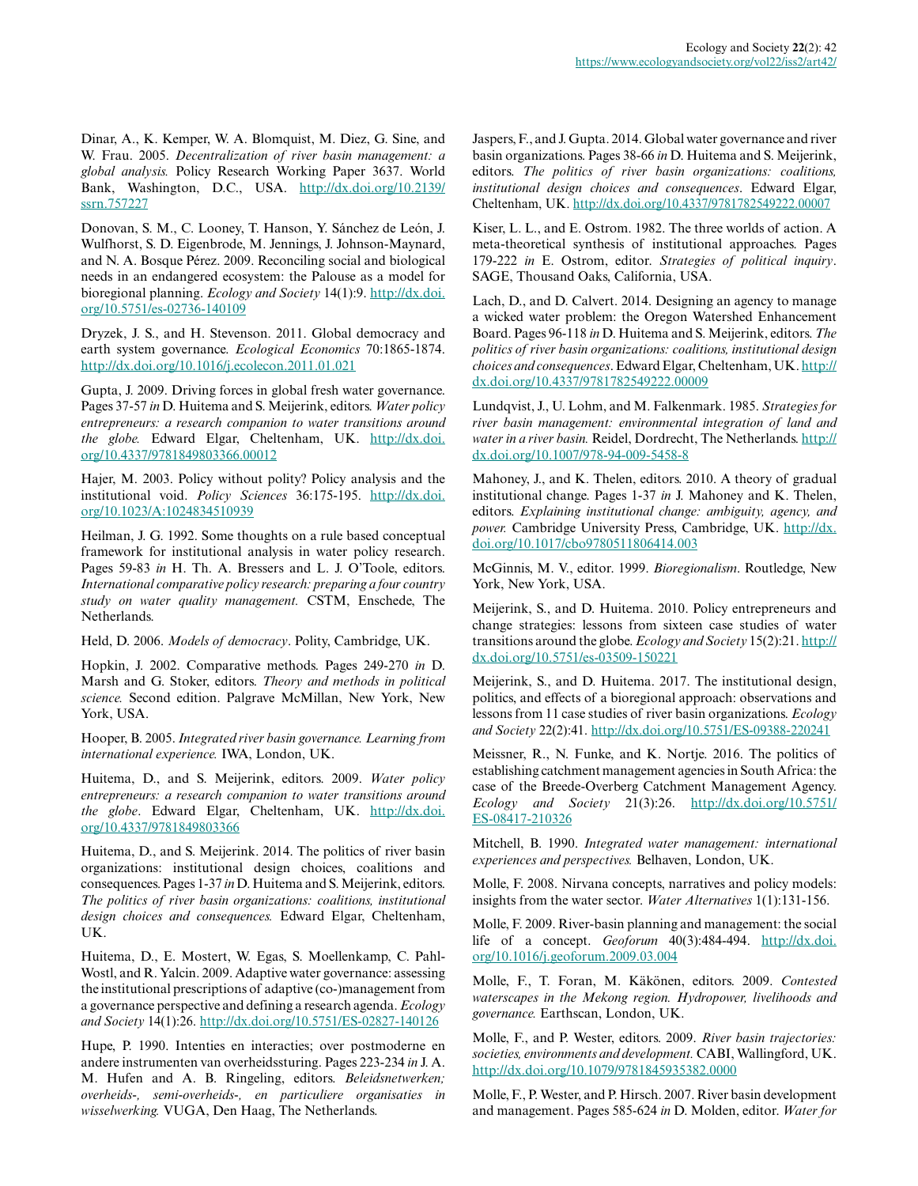Dinar, A., K. Kemper, W. A. Blomquist, M. Diez, G. Sine, and W. Frau. 2005. *Decentralization of river basin management: a global analysis.* Policy Research Working Paper 3637. World Bank, Washington, D.C., USA. http://dx.doi.org/10.2139/ssrn.757227

Donovan, S. M., C. Looney, T. Hanson, Y. Sánchez de León, J. Wulfhorst, S. D. Eigenbrode, M. Jennings, J. Johnson-Maynard, and N. A. Bosque Pérez. 2009. Reconciling social and biological needs in an endangered ecosystem: the Palouse as a model for bioregional planning. *Ecology and Society* 14(1):9. http://dx.doi.org/10.5751/es-02736-140109

Dryzek, J. S., and H. Stevenson. 2011. Global democracy and earth system governance. *Ecological Economics* 70:1865-1874. http://dx.doi.org/10.1016/j.ecolecon.2011.01.021

Gupta, J. 2009. Driving forces in global fresh water governance. Pages 37-57 *in* D. Huitema and S. Meijerink, editors. *Water policy entrepreneurs: a research companion to water transitions around the globe.* Edward Elgar, Cheltenham, UK. http://dx.doi.org/10.4337/9781849803366.00012

Hajer, M. 2003. Policy without polity? Policy analysis and the institutional void. *Policy Sciences* 36:175-195. http://dx.doi.org/10.1023/A:1024834510939

Heilman, J. G. 1992. Some thoughts on a rule based conceptual framework for institutional analysis in water policy research. Pages 59-83 *in* H. Th. A. Bressers and L. J. O'Toole, editors. *International comparative policy research: preparing a four country study on water quality management.* CSTM, Enschede, The Netherlands.

Held, D. 2006. *Models of democracy*. Polity, Cambridge, UK.

Hopkin, J. 2002. Comparative methods. Pages 249-270 *in* D. Marsh and G. Stoker, editors. *Theory and methods in political science.* Second edition. Palgrave McMillan, New York, New York, USA.

Hooper, B. 2005. *Integrated river basin governance. Learning from international experience.* IWA, London, UK.

Huitema, D., and S. Meijerink, editors. 2009. *Water policy entrepreneurs: a research companion to water transitions around the globe*. Edward Elgar, Cheltenham, UK. http://dx.doi.org/10.4337/9781849803366

Huitema, D., and S. Meijerink. 2014. The politics of river basin organizations: institutional design choices, coalitions and consequences. Pages 1-37 *in* D. Huitema and S. Meijerink, editors. *The politics of river basin organizations: coalitions, institutional design choices and consequences.* Edward Elgar, Cheltenham, UK.

Huitema, D., E. Mostert, W. Egas, S. Moellenkamp, C. Pahl-Wostl, and R. Yalcin. 2009. Adaptive water governance: assessing the institutional prescriptions of adaptive (co-)management from a governance perspective and defining a research agenda. *Ecology and Society* 14(1):26. http://dx.doi.org/10.5751/ES-02827-140126

Hupe, P. 1990. Intenties en interacties; over postmoderne en andere instrumenten van overheidssturing. Pages 223-234 *in* J. A. M. Hufen and A. B. Ringeling, editors. *Beleidsnetwerken; overheids-, semi-overheids-, en particuliere organisaties in wisselwerking.* VUGA, Den Haag, The Netherlands.

Jaspers, F., and J. Gupta. 2014. Global water governance and river basin organizations. Pages 38-66 *in* D. Huitema and S. Meijerink, editors. *The politics of river basin organizations: coalitions, institutional design choices and consequences*. Edward Elgar, Cheltenham, UK. http://dx.doi.org/10.4337/9781782549222.00007

Kiser, L. L., and E. Ostrom. 1982. The three worlds of action. A meta-theoretical synthesis of institutional approaches. Pages 179-222 *in* E. Ostrom, editor. *Strategies of political inquiry*. SAGE, Thousand Oaks, California, USA.

Lach, D., and D. Calvert. 2014. Designing an agency to manage a wicked water problem: the Oregon Watershed Enhancement Board. Pages 96-118 *in* D. Huitema and S. Meijerink, editors. *The politics of river basin organizations: coalitions, institutional design choices and consequences*. Edward Elgar, Cheltenham, UK. http://dx.doi.org/10.4337/9781782549222.00009

Lundqvist, J., U. Lohm, and M. Falkenmark. 1985. *Strategies for river basin management: environmental integration of land and water in a river basin.* Reidel, Dordrecht, The Netherlands. http://dx.doi.org/10.1007/978-94-009-5458-8

Mahoney, J., and K. Thelen, editors. 2010. A theory of gradual institutional change. Pages 1-37 *in* J. Mahoney and K. Thelen, editors. *Explaining institutional change: ambiguity, agency, and power.* Cambridge University Press, Cambridge, UK. http://dx.doi.org/10.1017/cbo9780511806414.003

McGinnis, M. V., editor. 1999. *Bioregionalism*. Routledge, New York, New York, USA.

Meijerink, S., and D. Huitema. 2010. Policy entrepreneurs and change strategies: lessons from sixteen case studies of water transitions around the globe. *Ecology and Society* 15(2):21. http://dx.doi.org/10.5751/es-03509-150221

Meijerink, S., and D. Huitema. 2017. The institutional design, politics, and effects of a bioregional approach: observations and lessons from 11 case studies of river basin organizations. *Ecology and Society* 22(2):41. http://dx.doi.org/10.5751/ES-09388-220241

Meissner, R., N. Funke, and K. Nortje. 2016. The politics of establishing catchment management agencies in South Africa: the case of the Breede-Overberg Catchment Management Agency. *Ecology and Society* 21(3):26. http://dx.doi.org/10.5751/ES-08417-210326

Mitchell, B. 1990. *Integrated water management: international experiences and perspectives.* Belhaven, London, UK.

Molle, F. 2008. Nirvana concepts, narratives and policy models: insights from the water sector. *Water Alternatives* 1(1):131-156.

Molle, F. 2009. River-basin planning and management: the social life of a concept. *Geoforum* 40(3):484-494. http://dx.doi.org/10.1016/j.geoforum.2009.03.004

Molle, F., T. Foran, M. Käkönen, editors. 2009. *Contested waterscapes in the Mekong region. Hydropower, livelihoods and governance.* Earthscan, London, UK.

Molle, F., and P. Wester, editors. 2009. *River basin trajectories: societies, environments and development.* CABI, Wallingford, UK. http://dx.doi.org/10.1079/9781845935382.0000

Molle, F., P. Wester, and P. Hirsch. 2007. River basin development and management. Pages 585-624 *in* D. Molden, editor. *Water for*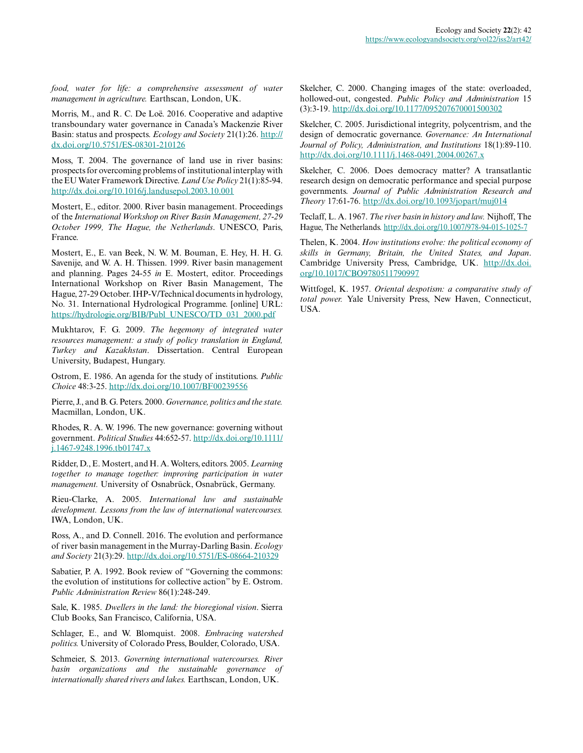*food, water for life: a comprehensive assessment of water management in agriculture.* Earthscan, London, UK.

Morris, M., and R. C. De Loë. 2016. Cooperative and adaptive transboundary water governance in Canada's Mackenzie River Basin: status and prospects. *Ecology and Society* 21(1):26. http://dx.doi.org/10.5751/ES-08301-210126

Moss, T. 2004. The governance of land use in river basins: prospects for overcoming problems of institutional interplay with the EU Water Framework Directive. *Land Use Policy* 21(1):85-94. http://dx.doi.org/10.1016/j.landusepol.2003.10.001

Mostert, E., editor. 2000. River basin management. Proceedings of the *International Workshop on River Basin Management, 27-29 October 1999, The Hague, the Netherlands*. UNESCO, Paris, France.

Mostert, E., E. van Beek, N. W. M. Bouman, E. Hey, H. H. G. Savenije, and W. A. H. Thissen. 1999. River basin management and planning. Pages 24-55 *in* E. Mostert, editor. Proceedings International Workshop on River Basin Management, The Hague, 27-29 October. IHP-V/Technical documents in hydrology, No. 31. International Hydrological Programme. [online] URL: https://hydrologie.org/BIB/Publ_UNESCO/TD_031_2000.pdf

Mukhtarov, F. G. 2009. *The hegemony of integrated water resources management: a study of policy translation in England, Turkey and Kazakhstan*. Dissertation. Central European University, Budapest, Hungary.

Ostrom, E. 1986. An agenda for the study of institutions. *Public Choice* 48:3-25. http://dx.doi.org/10.1007/BF00239556

Pierre, J., and B. G. Peters. 2000. *Governance, politics and the state.* Macmillan, London, UK.

Rhodes, R. A. W. 1996. The new governance: governing without government. *Political Studies* 44:652-57. http://dx.doi.org/10.1111/j.1467-9248.1996.tb01747.x

Ridder, D., E. Mostert, and H. A. Wolters, editors. 2005. *Learning together to manage together: improving participation in water management.* University of Osnabrück, Osnabrück, Germany.

Rieu-Clarke, A. 2005. *International law and sustainable development. Lessons from the law of international watercourses.* IWA, London, UK.

Ross, A., and D. Connell. 2016. The evolution and performance of river basin management in the Murray-Darling Basin. *Ecology and Society* 21(3):29. http://dx.doi.org/10.5751/ES-08664-210329

Sabatier, P. A. 1992. Book review of "Governing the commons: the evolution of institutions for collective action" by E. Ostrom. *Public Administration Review* 86(1):248-249.

Sale, K. 1985. *Dwellers in the land: the bioregional vision*. Sierra Club Books, San Francisco, California, USA.

Schlager, E., and W. Blomquist. 2008. *Embracing watershed politics.* University of Colorado Press, Boulder, Colorado, USA.

Schmeier, S. 2013. *Governing international watercourses. River basin organizations and the sustainable governance of internationally shared rivers and lakes.* Earthscan, London, UK.

Skelcher, C. 2000. Changing images of the state: overloaded, hollowed-out, congested. *Public Policy and Administration* 15 (3):3-19. http://dx.doi.org/10.1177/095207670001500302

Skelcher, C. 2005. Jurisdictional integrity, polycentrism, and the design of democratic governance. *Governance: An International Journal of Policy, Administration, and Institutions* 18(1):89-110. http://dx.doi.org/10.1111/j.1468-0491.2004.00267.x

Skelcher, C. 2006. Does democracy matter? A transatlantic research design on democratic performance and special purpose governments. *Journal of Public Administration Research and Theory* 17:61-76. http://dx.doi.org/10.1093/jopart/muj014

Teclaff, L. A. 1967. *The river basin in history and law.* Nijhoff, The Hague, The Netherlands. http://dx.doi.org/10.1007/978-94-015-1025-7

Thelen, K. 2004. *How institutions evolve: the political economy of skills in Germany, Britain, the United States, and Japan*. Cambridge University Press, Cambridge, UK. http://dx.doi.org/10.1017/CBO9780511790997

Wittfogel, K. 1957. *Oriental despotism: a comparative study of total power.* Yale University Press, New Haven, Connecticut, USA.